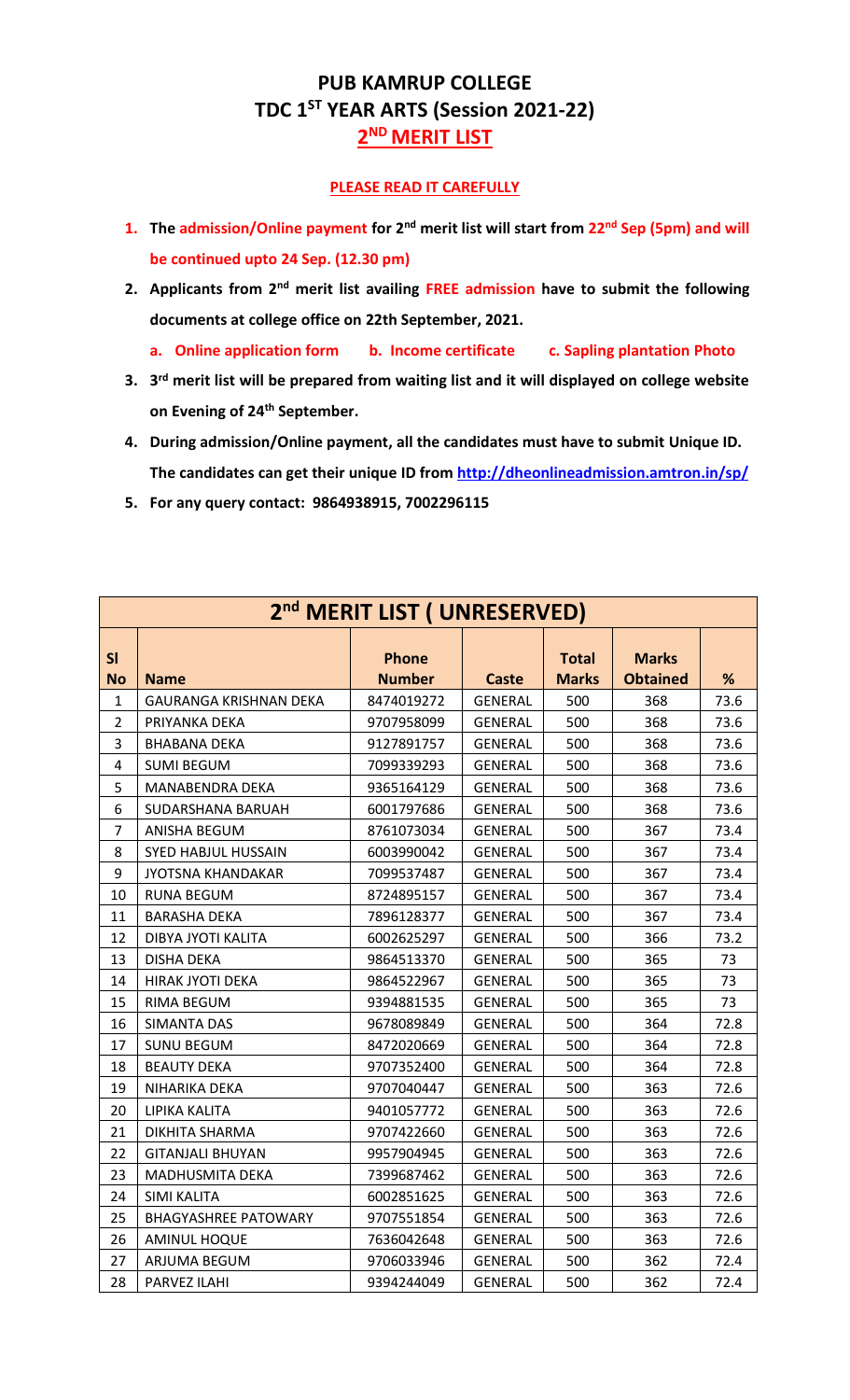# PUB KAMRUP COLLEGE
## TDC 1ST YEAR ARTS (Session 2021-22)
## 2ND MERIT LIST

**PLEASE READ IT CAREFULLY**

1. **The admission/Online payment for 2nd merit list will start from 22nd Sep (5pm) and will be continued upto 24 Sep. (12.30 pm)**
2. **Applicants from 2nd merit list availing FREE admission have to submit the following documents at college office on 22th September, 2021.**
   - **a. Online application form b. Income certificate c. Sapling plantation Photo**
3. **3rd merit list will be prepared from waiting list and it will displayed on college website on Evening of 24th September.**
4. **During admission/Online payment, all the candidates must have to submit Unique ID. The candidates can get their unique ID from http://dheonlineadmission.amtron.in/sp/**
5. **For any query contact: 9864938915, 7002296115**

| 2nd MERIT LIST ( UNRESERVED) | | | | | | |
|---|---|---|---|---|---|---|
| **Sl No** | **Name** | **Phone Number** | **Caste** | **Total Marks** | **Marks Obtained** | **%** |
| 1 | GAURANGA KRISHNAN DEKA | 8474019272 | GENERAL | 500 | 368 | 73.6 |
| 2 | PRIYANKA DEKA | 9707958099 | GENERAL | 500 | 368 | 73.6 |
| 3 | BHABANA DEKA | 9127891757 | GENERAL | 500 | 368 | 73.6 |
| 4 | SUMI BEGUM | 7099339293 | GENERAL | 500 | 368 | 73.6 |
| 5 | MANABENDRA DEKA | 9365164129 | GENERAL | 500 | 368 | 73.6 |
| 6 | SUDARSHANA BARUAH | 6001797686 | GENERAL | 500 | 368 | 73.6 |
| 7 | ANISHA BEGUM | 8761073034 | GENERAL | 500 | 367 | 73.4 |
| 8 | SYED HABJUL HUSSAIN | 6003990042 | GENERAL | 500 | 367 | 73.4 |
| 9 | JYOTSNA KHANDAKAR | 7099537487 | GENERAL | 500 | 367 | 73.4 |
| 10 | RUNA BEGUM | 8724895157 | GENERAL | 500 | 367 | 73.4 |
| 11 | BARASHA DEKA | 7896128377 | GENERAL | 500 | 367 | 73.4 |
| 12 | DIBYA JYOTI KALITA | 6002625297 | GENERAL | 500 | 366 | 73.2 |
| 13 | DISHA DEKA | 9864513370 | GENERAL | 500 | 365 | 73 |
| 14 | HIRAK JYOTI DEKA | 9864522967 | GENERAL | 500 | 365 | 73 |
| 15 | RIMA BEGUM | 9394881535 | GENERAL | 500 | 365 | 73 |
| 16 | SIMANTA DAS | 9678089849 | GENERAL | 500 | 364 | 72.8 |
| 17 | SUNU BEGUM | 8472020669 | GENERAL | 500 | 364 | 72.8 |
| 18 | BEAUTY DEKA | 9707352400 | GENERAL | 500 | 364 | 72.8 |
| 19 | NIHARIKA DEKA | 9707040447 | GENERAL | 500 | 363 | 72.6 |
| 20 | LIPIKA KALITA | 9401057772 | GENERAL | 500 | 363 | 72.6 |
| 21 | DIKHITA SHARMA | 9707422660 | GENERAL | 500 | 363 | 72.6 |
| 22 | GITANJALI BHUYAN | 9957904945 | GENERAL | 500 | 363 | 72.6 |
| 23 | MADHUSMITA DEKA | 7399687462 | GENERAL | 500 | 363 | 72.6 |
| 24 | SIMI KALITA | 6002851625 | GENERAL | 500 | 363 | 72.6 |
| 25 | BHAGYASHREE PATOWARY | 9707551854 | GENERAL | 500 | 363 | 72.6 |
| 26 | AMINUL HOQUE | 7636042648 | GENERAL | 500 | 363 | 72.6 |
| 27 | ARJUMA BEGUM | 9706033946 | GENERAL | 500 | 362 | 72.4 |
| 28 | PARVEZ ILAHI | 9394244049 | GENERAL | 500 | 362 | 72.4 |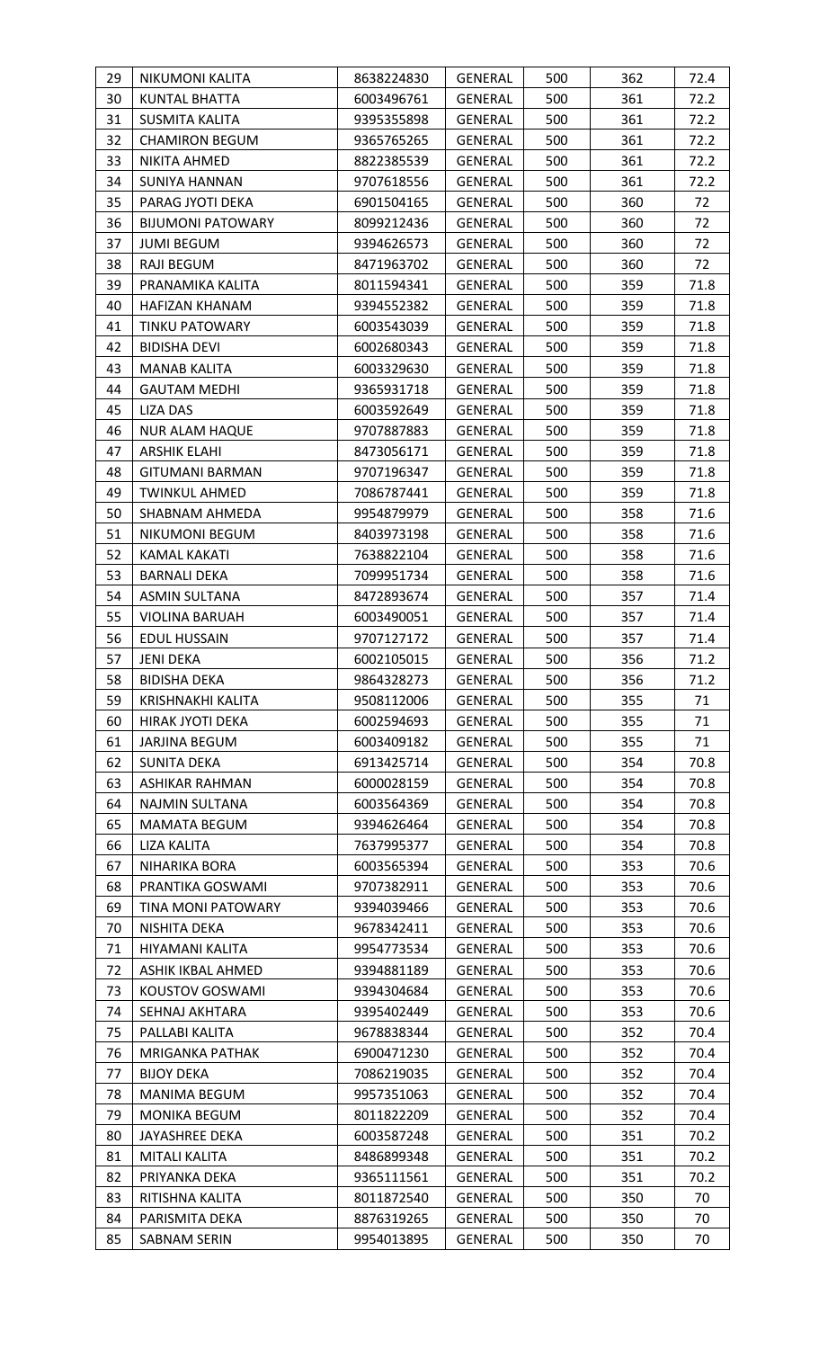| 29 | NIKUMONI KALITA | 8638224830 | GENERAL | 500 | 362 | 72.4 |
|---|---|---|---|---|---|---|
| 30 | KUNTAL BHATTA | 6003496761 | GENERAL | 500 | 361 | 72.2 |
| 31 | SUSMITA KALITA | 9395355898 | GENERAL | 500 | 361 | 72.2 |
| 32 | CHAMIRON BEGUM | 9365765265 | GENERAL | 500 | 361 | 72.2 |
| 33 | NIKITA AHMED | 8822385539 | GENERAL | 500 | 361 | 72.2 |
| 34 | SUNIYA HANNAN | 9707618556 | GENERAL | 500 | 361 | 72.2 |
| 35 | PARAG JYOTI DEKA | 6901504165 | GENERAL | 500 | 360 | 72 |
| 36 | BIJUMONI PATOWARY | 8099212436 | GENERAL | 500 | 360 | 72 |
| 37 | JUMI BEGUM | 9394626573 | GENERAL | 500 | 360 | 72 |
| 38 | RAJI BEGUM | 8471963702 | GENERAL | 500 | 360 | 72 |
| 39 | PRANAMIKA KALITA | 8011594341 | GENERAL | 500 | 359 | 71.8 |
| 40 | HAFIZAN KHANAM | 9394552382 | GENERAL | 500 | 359 | 71.8 |
| 41 | TINKU PATOWARY | 6003543039 | GENERAL | 500 | 359 | 71.8 |
| 42 | BIDISHA DEVI | 6002680343 | GENERAL | 500 | 359 | 71.8 |
| 43 | MANAB KALITA | 6003329630 | GENERAL | 500 | 359 | 71.8 |
| 44 | GAUTAM MEDHI | 9365931718 | GENERAL | 500 | 359 | 71.8 |
| 45 | LIZA DAS | 6003592649 | GENERAL | 500 | 359 | 71.8 |
| 46 | NUR ALAM HAQUE | 9707887883 | GENERAL | 500 | 359 | 71.8 |
| 47 | ARSHIK ELAHI | 8473056171 | GENERAL | 500 | 359 | 71.8 |
| 48 | GITUMANI BARMAN | 9707196347 | GENERAL | 500 | 359 | 71.8 |
| 49 | TWINKUL AHMED | 7086787441 | GENERAL | 500 | 359 | 71.8 |
| 50 | SHABNAM AHMEDA | 9954879979 | GENERAL | 500 | 358 | 71.6 |
| 51 | NIKUMONI BEGUM | 8403973198 | GENERAL | 500 | 358 | 71.6 |
| 52 | KAMAL KAKATI | 7638822104 | GENERAL | 500 | 358 | 71.6 |
| 53 | BARNALI DEKA | 7099951734 | GENERAL | 500 | 358 | 71.6 |
| 54 | ASMIN SULTANA | 8472893674 | GENERAL | 500 | 357 | 71.4 |
| 55 | VIOLINA BARUAH | 6003490051 | GENERAL | 500 | 357 | 71.4 |
| 56 | EDUL HUSSAIN | 9707127172 | GENERAL | 500 | 357 | 71.4 |
| 57 | JENI DEKA | 6002105015 | GENERAL | 500 | 356 | 71.2 |
| 58 | BIDISHA DEKA | 9864328273 | GENERAL | 500 | 356 | 71.2 |
| 59 | KRISHNAKHI KALITA | 9508112006 | GENERAL | 500 | 355 | 71 |
| 60 | HIRAK JYOTI DEKA | 6002594693 | GENERAL | 500 | 355 | 71 |
| 61 | JARJINA BEGUM | 6003409182 | GENERAL | 500 | 355 | 71 |
| 62 | SUNITA DEKA | 6913425714 | GENERAL | 500 | 354 | 70.8 |
| 63 | ASHIKAR RAHMAN | 6000028159 | GENERAL | 500 | 354 | 70.8 |
| 64 | NAJMIN SULTANA | 6003564369 | GENERAL | 500 | 354 | 70.8 |
| 65 | MAMATA BEGUM | 9394626464 | GENERAL | 500 | 354 | 70.8 |
| 66 | LIZA KALITA | 7637995377 | GENERAL | 500 | 354 | 70.8 |
| 67 | NIHARIKA BORA | 6003565394 | GENERAL | 500 | 353 | 70.6 |
| 68 | PRANTIKA GOSWAMI | 9707382911 | GENERAL | 500 | 353 | 70.6 |
| 69 | TINA MONI PATOWARY | 9394039466 | GENERAL | 500 | 353 | 70.6 |
| 70 | NISHITA DEKA | 9678342411 | GENERAL | 500 | 353 | 70.6 |
| 71 | HIYAMANI KALITA | 9954773534 | GENERAL | 500 | 353 | 70.6 |
| 72 | ASHIK IKBAL AHMED | 9394881189 | GENERAL | 500 | 353 | 70.6 |
| 73 | KOUSTOV GOSWAMI | 9394304684 | GENERAL | 500 | 353 | 70.6 |
| 74 | SEHNAJ AKHTARA | 9395402449 | GENERAL | 500 | 353 | 70.6 |
| 75 | PALLABI KALITA | 9678838344 | GENERAL | 500 | 352 | 70.4 |
| 76 | MRIGANKA PATHAK | 6900471230 | GENERAL | 500 | 352 | 70.4 |
| 77 | BIJOY DEKA | 7086219035 | GENERAL | 500 | 352 | 70.4 |
| 78 | MANIMA BEGUM | 9957351063 | GENERAL | 500 | 352 | 70.4 |
| 79 | MONIKA BEGUM | 8011822209 | GENERAL | 500 | 352 | 70.4 |
| 80 | JAYASHREE DEKA | 6003587248 | GENERAL | 500 | 351 | 70.2 |
| 81 | MITALI KALITA | 8486899348 | GENERAL | 500 | 351 | 70.2 |
| 82 | PRIYANKA DEKA | 9365111561 | GENERAL | 500 | 351 | 70.2 |
| 83 | RITISHNA KALITA | 8011872540 | GENERAL | 500 | 350 | 70 |
| 84 | PARISMITA DEKA | 8876319265 | GENERAL | 500 | 350 | 70 |
| 85 | SABNAM SERIN | 9954013895 | GENERAL | 500 | 350 | 70 |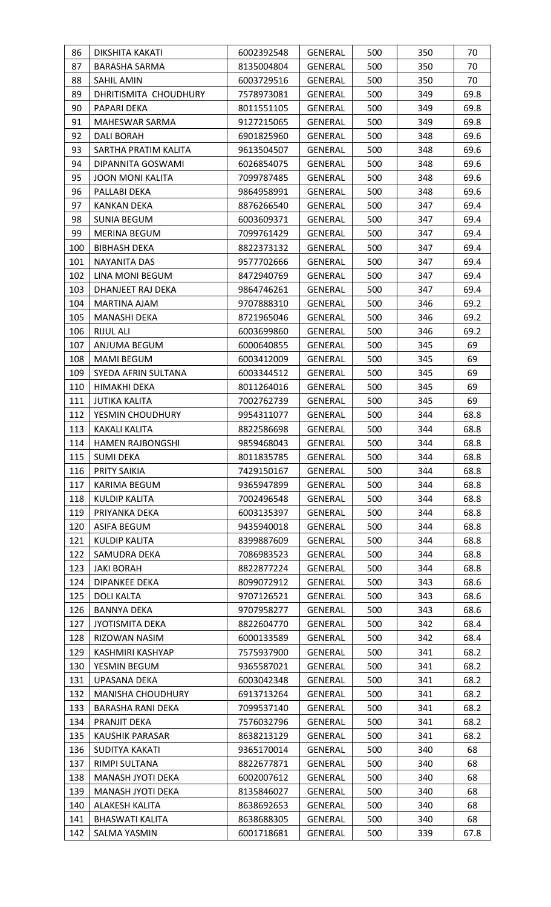| 86 | DIKSHITA KAKATI | 6002392548 | GENERAL | 500 | 350 | 70 |
|---|---|---|---|---|---|---|
| 87 | BARASHA SARMA | 8135004804 | GENERAL | 500 | 350 | 70 |
| 88 | SAHIL AMIN | 6003729516 | GENERAL | 500 | 350 | 70 |
| 89 | DHRITISMITA CHOUDHURY | 7578973081 | GENERAL | 500 | 349 | 69.8 |
| 90 | PAPARI DEKA | 8011551105 | GENERAL | 500 | 349 | 69.8 |
| 91 | MAHESWAR SARMA | 9127215065 | GENERAL | 500 | 349 | 69.8 |
| 92 | DALI BORAH | 6901825960 | GENERAL | 500 | 348 | 69.6 |
| 93 | SARTHA PRATIM KALITA | 9613504507 | GENERAL | 500 | 348 | 69.6 |
| 94 | DIPANNITA GOSWAMI | 6026854075 | GENERAL | 500 | 348 | 69.6 |
| 95 | JOON MONI KALITA | 7099787485 | GENERAL | 500 | 348 | 69.6 |
| 96 | PALLABI DEKA | 9864958991 | GENERAL | 500 | 348 | 69.6 |
| 97 | KANKAN DEKA | 8876266540 | GENERAL | 500 | 347 | 69.4 |
| 98 | SUNIA BEGUM | 6003609371 | GENERAL | 500 | 347 | 69.4 |
| 99 | MERINA BEGUM | 7099761429 | GENERAL | 500 | 347 | 69.4 |
| 100 | BIBHASH DEKA | 8822373132 | GENERAL | 500 | 347 | 69.4 |
| 101 | NAYANITA DAS | 9577702666 | GENERAL | 500 | 347 | 69.4 |
| 102 | LINA MONI BEGUM | 8472940769 | GENERAL | 500 | 347 | 69.4 |
| 103 | DHANJEET RAJ DEKA | 9864746261 | GENERAL | 500 | 347 | 69.4 |
| 104 | MARTINA AJAM | 9707888310 | GENERAL | 500 | 346 | 69.2 |
| 105 | MANASHI DEKA | 8721965046 | GENERAL | 500 | 346 | 69.2 |
| 106 | RIJUL ALI | 6003699860 | GENERAL | 500 | 346 | 69.2 |
| 107 | ANJUMA BEGUM | 6000640855 | GENERAL | 500 | 345 | 69 |
| 108 | MAMI BEGUM | 6003412009 | GENERAL | 500 | 345 | 69 |
| 109 | SYEDA AFRIN SULTANA | 6003344512 | GENERAL | 500 | 345 | 69 |
| 110 | HIMAKHI DEKA | 8011264016 | GENERAL | 500 | 345 | 69 |
| 111 | JUTIKA KALITA | 7002762739 | GENERAL | 500 | 345 | 69 |
| 112 | YESMIN CHOUDHURY | 9954311077 | GENERAL | 500 | 344 | 68.8 |
| 113 | KAKALI KALITA | 8822586698 | GENERAL | 500 | 344 | 68.8 |
| 114 | HAMEN RAJBONGSHI | 9859468043 | GENERAL | 500 | 344 | 68.8 |
| 115 | SUMI DEKA | 8011835785 | GENERAL | 500 | 344 | 68.8 |
| 116 | PRITY SAIKIA | 7429150167 | GENERAL | 500 | 344 | 68.8 |
| 117 | KARIMA BEGUM | 9365947899 | GENERAL | 500 | 344 | 68.8 |
| 118 | KULDIP KALITA | 7002496548 | GENERAL | 500 | 344 | 68.8 |
| 119 | PRIYANKA DEKA | 6003135397 | GENERAL | 500 | 344 | 68.8 |
| 120 | ASIFA BEGUM | 9435940018 | GENERAL | 500 | 344 | 68.8 |
| 121 | KULDIP KALITA | 8399887609 | GENERAL | 500 | 344 | 68.8 |
| 122 | SAMUDRA DEKA | 7086983523 | GENERAL | 500 | 344 | 68.8 |
| 123 | JAKI BORAH | 8822877224 | GENERAL | 500 | 344 | 68.8 |
| 124 | DIPANKEE DEKA | 8099072912 | GENERAL | 500 | 343 | 68.6 |
| 125 | DOLI KALTA | 9707126521 | GENERAL | 500 | 343 | 68.6 |
| 126 | BANNYA DEKA | 9707958277 | GENERAL | 500 | 343 | 68.6 |
| 127 | JYOTISMITA DEKA | 8822604770 | GENERAL | 500 | 342 | 68.4 |
| 128 | RIZOWAN NASIM | 6000133589 | GENERAL | 500 | 342 | 68.4 |
| 129 | KASHMIRI KASHYAP | 7575937900 | GENERAL | 500 | 341 | 68.2 |
| 130 | YESMIN BEGUM | 9365587021 | GENERAL | 500 | 341 | 68.2 |
| 131 | UPASANA DEKA | 6003042348 | GENERAL | 500 | 341 | 68.2 |
| 132 | MANISHA CHOUDHURY | 6913713264 | GENERAL | 500 | 341 | 68.2 |
| 133 | BARASHA RANI DEKA | 7099537140 | GENERAL | 500 | 341 | 68.2 |
| 134 | PRANJIT DEKA | 7576032796 | GENERAL | 500 | 341 | 68.2 |
| 135 | KAUSHIK PARASAR | 8638213129 | GENERAL | 500 | 341 | 68.2 |
| 136 | SUDITYA KAKATI | 9365170014 | GENERAL | 500 | 340 | 68 |
| 137 | RIMPI SULTANA | 8822677871 | GENERAL | 500 | 340 | 68 |
| 138 | MANASH JYOTI DEKA | 6002007612 | GENERAL | 500 | 340 | 68 |
| 139 | MANASH JYOTI DEKA | 8135846027 | GENERAL | 500 | 340 | 68 |
| 140 | ALAKESH KALITA | 8638692653 | GENERAL | 500 | 340 | 68 |
| 141 | BHASWATI KALITA | 8638688305 | GENERAL | 500 | 340 | 68 |
| 142 | SALMA YASMIN | 6001718681 | GENERAL | 500 | 339 | 67.8 |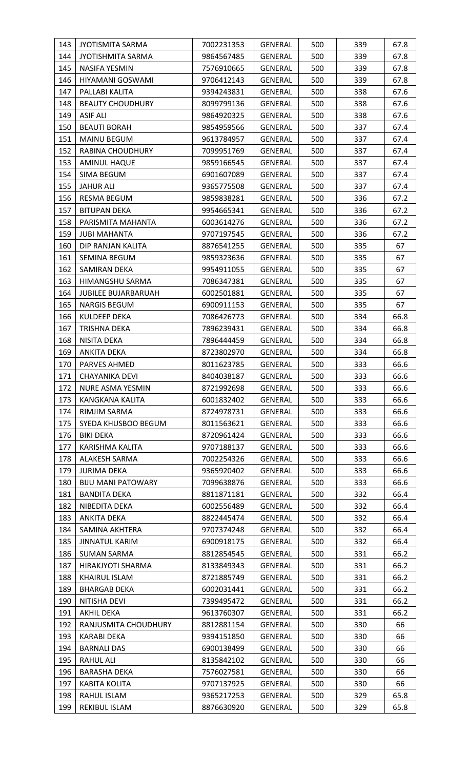| | | | | | | |
|---|---|---|---|---|---|---|
| 143 | JYOTISMITA SARMA | 7002231353 | GENERAL | 500 | 339 | 67.8 |
| 144 | JYOTISHMITA SARMA | 9864567485 | GENERAL | 500 | 339 | 67.8 |
| 145 | NASIFA YESMIN | 7576910665 | GENERAL | 500 | 339 | 67.8 |
| 146 | HIYAMANI GOSWAMI | 9706412143 | GENERAL | 500 | 339 | 67.8 |
| 147 | PALLABI KALITA | 9394243831 | GENERAL | 500 | 338 | 67.6 |
| 148 | BEAUTY CHOUDHURY | 8099799136 | GENERAL | 500 | 338 | 67.6 |
| 149 | ASIF ALI | 9864920325 | GENERAL | 500 | 338 | 67.6 |
| 150 | BEAUTI BORAH | 9854959566 | GENERAL | 500 | 337 | 67.4 |
| 151 | MAINU BEGUM | 9613784957 | GENERAL | 500 | 337 | 67.4 |
| 152 | RABINA CHOUDHURY | 7099951769 | GENERAL | 500 | 337 | 67.4 |
| 153 | AMINUL HAQUE | 9859166545 | GENERAL | 500 | 337 | 67.4 |
| 154 | SIMA BEGUM | 6901607089 | GENERAL | 500 | 337 | 67.4 |
| 155 | JAHUR ALI | 9365775508 | GENERAL | 500 | 337 | 67.4 |
| 156 | RESMA BEGUM | 9859838281 | GENERAL | 500 | 336 | 67.2 |
| 157 | BITUPAN DEKA | 9954665341 | GENERAL | 500 | 336 | 67.2 |
| 158 | PARISMITA MAHANTA | 6003614276 | GENERAL | 500 | 336 | 67.2 |
| 159 | JUBI MAHANTA | 9707197545 | GENERAL | 500 | 336 | 67.2 |
| 160 | DIP RANJAN KALITA | 8876541255 | GENERAL | 500 | 335 | 67 |
| 161 | SEMINA BEGUM | 9859323636 | GENERAL | 500 | 335 | 67 |
| 162 | SAMIRAN DEKA | 9954911055 | GENERAL | 500 | 335 | 67 |
| 163 | HIMANGSHU SARMA | 7086347381 | GENERAL | 500 | 335 | 67 |
| 164 | JUBILEE BUJARBARUAH | 6002501881 | GENERAL | 500 | 335 | 67 |
| 165 | NARGIS BEGUM | 6900911153 | GENERAL | 500 | 335 | 67 |
| 166 | KULDEEP DEKA | 7086426773 | GENERAL | 500 | 334 | 66.8 |
| 167 | TRISHNA DEKA | 7896239431 | GENERAL | 500 | 334 | 66.8 |
| 168 | NISITA DEKA | 7896444459 | GENERAL | 500 | 334 | 66.8 |
| 169 | ANKITA DEKA | 8723802970 | GENERAL | 500 | 334 | 66.8 |
| 170 | PARVES AHMED | 8011623785 | GENERAL | 500 | 333 | 66.6 |
| 171 | CHAYANIKA DEVI | 8404038187 | GENERAL | 500 | 333 | 66.6 |
| 172 | NURE ASMA YESMIN | 8721992698 | GENERAL | 500 | 333 | 66.6 |
| 173 | KANGKANA KALITA | 6001832402 | GENERAL | 500 | 333 | 66.6 |
| 174 | RIMJIM SARMA | 8724978731 | GENERAL | 500 | 333 | 66.6 |
| 175 | SYEDA KHUSBOO BEGUM | 8011563621 | GENERAL | 500 | 333 | 66.6 |
| 176 | BIKI DEKA | 8720961424 | GENERAL | 500 | 333 | 66.6 |
| 177 | KARISHMA KALITA | 9707188137 | GENERAL | 500 | 333 | 66.6 |
| 178 | ALAKESH SARMA | 7002254326 | GENERAL | 500 | 333 | 66.6 |
| 179 | JURIMA DEKA | 9365920402 | GENERAL | 500 | 333 | 66.6 |
| 180 | BIJU MANI PATOWARY | 7099638876 | GENERAL | 500 | 333 | 66.6 |
| 181 | BANDITA DEKA | 8811871181 | GENERAL | 500 | 332 | 66.4 |
| 182 | NIBEDITA DEKA | 6002556489 | GENERAL | 500 | 332 | 66.4 |
| 183 | ANKITA DEKA | 8822445474 | GENERAL | 500 | 332 | 66.4 |
| 184 | SAMINA AKHTERA | 9707374248 | GENERAL | 500 | 332 | 66.4 |
| 185 | JINNATUL KARIM | 6900918175 | GENERAL | 500 | 332 | 66.4 |
| 186 | SUMAN SARMA | 8812854545 | GENERAL | 500 | 331 | 66.2 |
| 187 | HIRAKJYOTI SHARMA | 8133849343 | GENERAL | 500 | 331 | 66.2 |
| 188 | KHAIRUL ISLAM | 8721885749 | GENERAL | 500 | 331 | 66.2 |
| 189 | BHARGAB DEKA | 6002031441 | GENERAL | 500 | 331 | 66.2 |
| 190 | NITISHA DEVI | 7399495472 | GENERAL | 500 | 331 | 66.2 |
| 191 | AKHIL DEKA | 9613760307 | GENERAL | 500 | 331 | 66.2 |
| 192 | RANJUSMITA CHOUDHURY | 8812881154 | GENERAL | 500 | 330 | 66 |
| 193 | KARABI DEKA | 9394151850 | GENERAL | 500 | 330 | 66 |
| 194 | BARNALI DAS | 6900138499 | GENERAL | 500 | 330 | 66 |
| 195 | RAHUL ALI | 8135842102 | GENERAL | 500 | 330 | 66 |
| 196 | BARASHA DEKA | 7576027581 | GENERAL | 500 | 330 | 66 |
| 197 | KABITA KOLITA | 9707137925 | GENERAL | 500 | 330 | 66 |
| 198 | RAHUL ISLAM | 9365217253 | GENERAL | 500 | 329 | 65.8 |
| 199 | REKIBUL ISLAM | 8876630920 | GENERAL | 500 | 329 | 65.8 |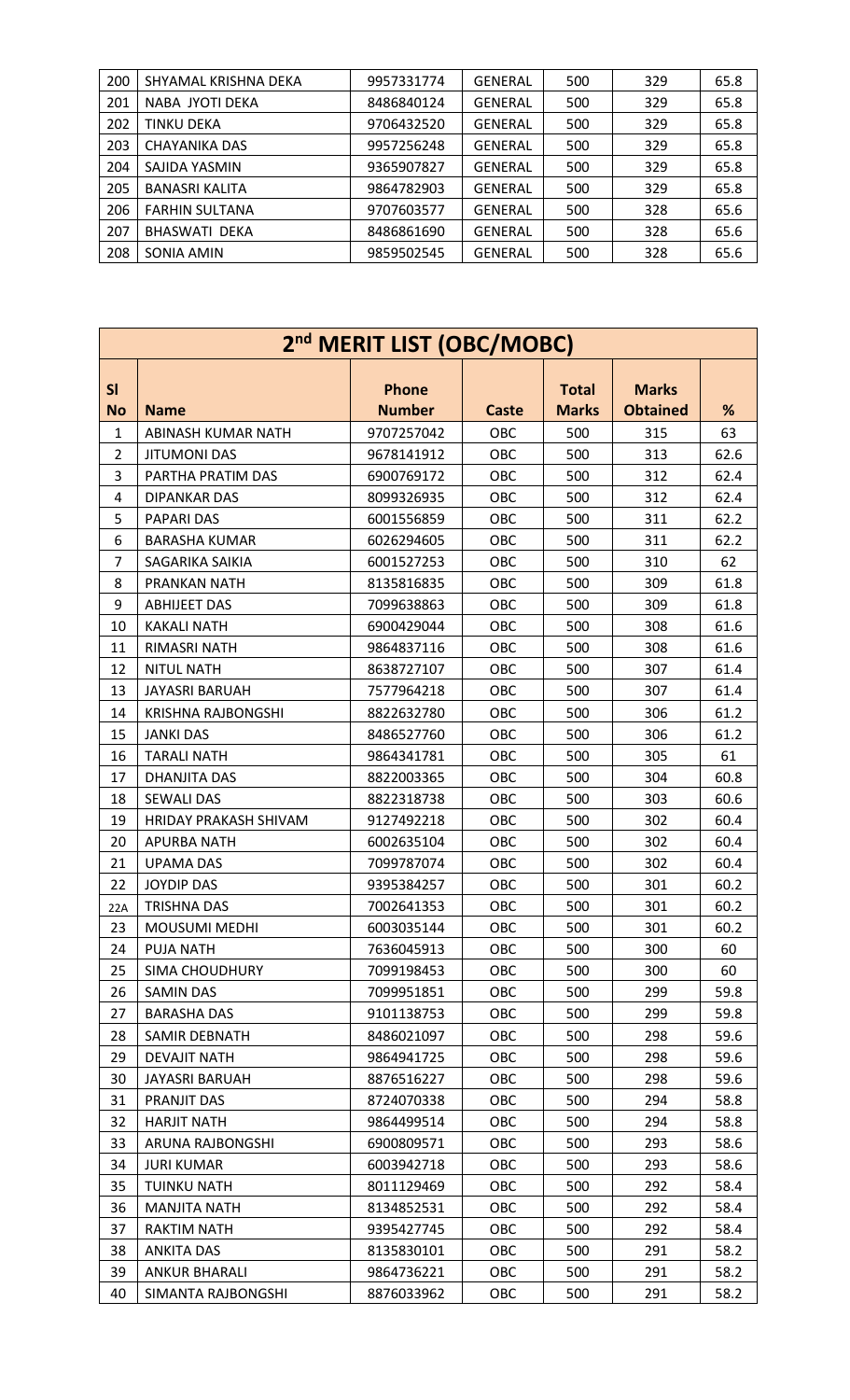| 200 | SHYAMAL KRISHNA DEKA | 9957331774 | GENERAL | 500 | 329 | 65.8 |
|---|---|---|---|---|---|---|
| 201 | NABA JYOTI DEKA | 8486840124 | GENERAL | 500 | 329 | 65.8 |
| 202 | TINKU DEKA | 9706432520 | GENERAL | 500 | 329 | 65.8 |
| 203 | CHAYANIKA DAS | 9957256248 | GENERAL | 500 | 329 | 65.8 |
| 204 | SAJIDA YASMIN | 9365907827 | GENERAL | 500 | 329 | 65.8 |
| 205 | BANASRI KALITA | 9864782903 | GENERAL | 500 | 329 | 65.8 |
| 206 | FARHIN SULTANA | 9707603577 | GENERAL | 500 | 328 | 65.6 |
| 207 | BHASWATI DEKA | 8486861690 | GENERAL | 500 | 328 | 65.6 |
| 208 | SONIA AMIN | 9859502545 | GENERAL | 500 | 328 | 65.6 |

## 2nd MERIT LIST (OBC/MOBC)

| Sl No | Name | Phone Number | Caste | Total Marks | Marks Obtained | % |
|---|---|---|---|---|---|---|
| 1 | ABINASH KUMAR NATH | 9707257042 | OBC | 500 | 315 | 63 |
| 2 | JITUMONI DAS | 9678141912 | OBC | 500 | 313 | 62.6 |
| 3 | PARTHA PRATIM DAS | 6900769172 | OBC | 500 | 312 | 62.4 |
| 4 | DIPANKAR DAS | 8099326935 | OBC | 500 | 312 | 62.4 |
| 5 | PAPARI DAS | 6001556859 | OBC | 500 | 311 | 62.2 |
| 6 | BARASHA KUMAR | 6026294605 | OBC | 500 | 311 | 62.2 |
| 7 | SAGARIKA SAIKIA | 6001527253 | OBC | 500 | 310 | 62 |
| 8 | PRANKAN NATH | 8135816835 | OBC | 500 | 309 | 61.8 |
| 9 | ABHIJEET DAS | 7099638863 | OBC | 500 | 309 | 61.8 |
| 10 | KAKALI NATH | 6900429044 | OBC | 500 | 308 | 61.6 |
| 11 | RIMASRI NATH | 9864837116 | OBC | 500 | 308 | 61.6 |
| 12 | NITUL NATH | 8638727107 | OBC | 500 | 307 | 61.4 |
| 13 | JAYASRI BARUAH | 7577964218 | OBC | 500 | 307 | 61.4 |
| 14 | KRISHNA RAJBONGSHI | 8822632780 | OBC | 500 | 306 | 61.2 |
| 15 | JANKI DAS | 8486527760 | OBC | 500 | 306 | 61.2 |
| 16 | TARALI NATH | 9864341781 | OBC | 500 | 305 | 61 |
| 17 | DHANJITA DAS | 8822003365 | OBC | 500 | 304 | 60.8 |
| 18 | SEWALI DAS | 8822318738 | OBC | 500 | 303 | 60.6 |
| 19 | HRIDAY PRAKASH SHIVAM | 9127492218 | OBC | 500 | 302 | 60.4 |
| 20 | APURBA NATH | 6002635104 | OBC | 500 | 302 | 60.4 |
| 21 | UPAMA DAS | 7099787074 | OBC | 500 | 302 | 60.4 |
| 22 | JOYDIP DAS | 9395384257 | OBC | 500 | 301 | 60.2 |
| 22A | TRISHNA DAS | 7002641353 | OBC | 500 | 301 | 60.2 |
| 23 | MOUSUMI MEDHI | 6003035144 | OBC | 500 | 301 | 60.2 |
| 24 | PUJA NATH | 7636045913 | OBC | 500 | 300 | 60 |
| 25 | SIMA CHOUDHURY | 7099198453 | OBC | 500 | 300 | 60 |
| 26 | SAMIN DAS | 7099951851 | OBC | 500 | 299 | 59.8 |
| 27 | BARASHA DAS | 9101138753 | OBC | 500 | 299 | 59.8 |
| 28 | SAMIR DEBNATH | 8486021097 | OBC | 500 | 298 | 59.6 |
| 29 | DEVAJIT NATH | 9864941725 | OBC | 500 | 298 | 59.6 |
| 30 | JAYASRI BARUAH | 8876516227 | OBC | 500 | 298 | 59.6 |
| 31 | PRANJIT DAS | 8724070338 | OBC | 500 | 294 | 58.8 |
| 32 | HARJIT NATH | 9864499514 | OBC | 500 | 294 | 58.8 |
| 33 | ARUNA RAJBONGSHI | 6900809571 | OBC | 500 | 293 | 58.6 |
| 34 | JURI KUMAR | 6003942718 | OBC | 500 | 293 | 58.6 |
| 35 | TUINKU NATH | 8011129469 | OBC | 500 | 292 | 58.4 |
| 36 | MANJITA NATH | 8134852531 | OBC | 500 | 292 | 58.4 |
| 37 | RAKTIM NATH | 9395427745 | OBC | 500 | 292 | 58.4 |
| 38 | ANKITA DAS | 8135830101 | OBC | 500 | 291 | 58.2 |
| 39 | ANKUR BHARALI | 9864736221 | OBC | 500 | 291 | 58.2 |
| 40 | SIMANTA RAJBONGSHI | 8876033962 | OBC | 500 | 291 | 58.2 |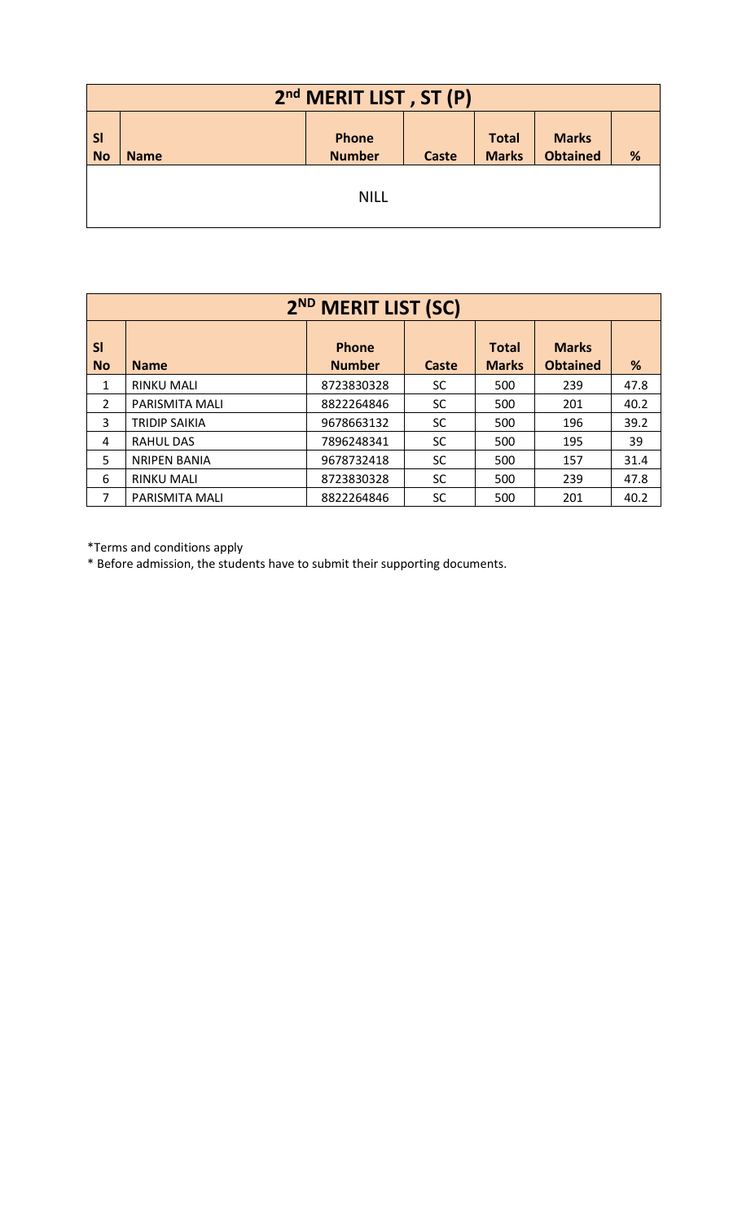| 2nd MERIT LIST , ST (P) | | | | | | |
|---|---|---|---|---|---|---|
| Sl No | Name | Phone Number | Caste | Total Marks | Marks Obtained | % |
| NILL | | | | | | |

| 2ND MERIT LIST (SC) | | | | | | |
|---|---|---|---|---|---|---|
| Sl No | Name | Phone Number | Caste | Total Marks | Marks Obtained | % |
| 1 | RINKU MALI | 8723830328 | SC | 500 | 239 | 47.8 |
| 2 | PARISMITA MALI | 8822264846 | SC | 500 | 201 | 40.2 |
| 3 | TRIDIP SAIKIA | 9678663132 | SC | 500 | 196 | 39.2 |
| 4 | RAHUL DAS | 7896248341 | SC | 500 | 195 | 39 |
| 5 | NRIPEN BANIA | 9678732418 | SC | 500 | 157 | 31.4 |
| 6 | RINKU MALI | 8723830328 | SC | 500 | 239 | 47.8 |
| 7 | PARISMITA MALI | 8822264846 | SC | 500 | 201 | 40.2 |

*Terms and conditions apply

* Before admission, the students have to submit their supporting documents.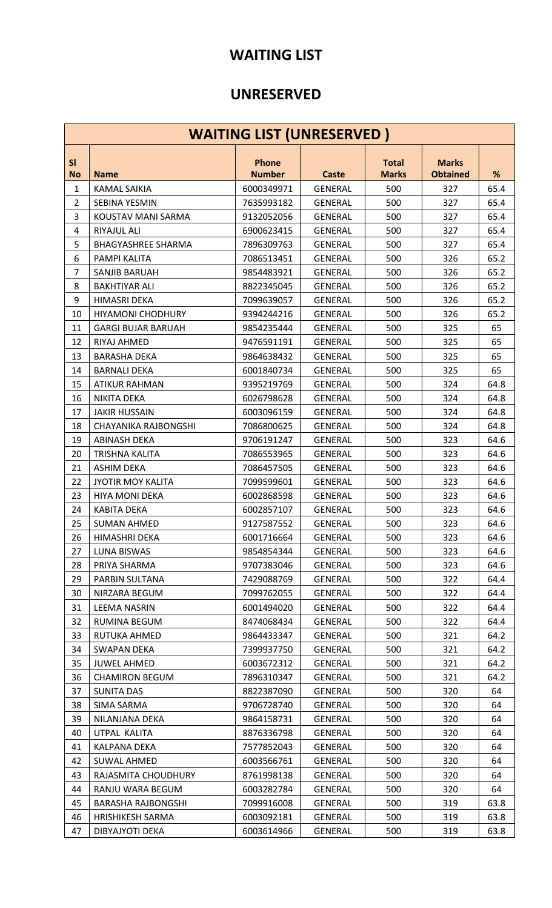## WAITING LIST

## UNRESERVED

| WAITING LIST (UNRESERVED ) | | | | | | |
|---|---|---|---|---|---|---|
| **Sl No** | **Name** | **Phone Number** | **Caste** | **Total Marks** | **Marks Obtained** | **%** |
| 1 | KAMAL SAIKIA | 6000349971 | GENERAL | 500 | 327 | 65.4 |
| 2 | SEBINA YESMIN | 7635993182 | GENERAL | 500 | 327 | 65.4 |
| 3 | KOUSTAV MANI SARMA | 9132052056 | GENERAL | 500 | 327 | 65.4 |
| 4 | RIYAJUL ALI | 6900623415 | GENERAL | 500 | 327 | 65.4 |
| 5 | BHAGYASHREE SHARMA | 7896309763 | GENERAL | 500 | 327 | 65.4 |
| 6 | PAMPI KALITA | 7086513451 | GENERAL | 500 | 326 | 65.2 |
| 7 | SANJIB BARUAH | 9854483921 | GENERAL | 500 | 326 | 65.2 |
| 8 | BAKHTIYAR ALI | 8822345045 | GENERAL | 500 | 326 | 65.2 |
| 9 | HIMASRI DEKA | 7099639057 | GENERAL | 500 | 326 | 65.2 |
| 10 | HIYAMONI CHODHURY | 9394244216 | GENERAL | 500 | 326 | 65.2 |
| 11 | GARGI BUJAR BARUAH | 9854235444 | GENERAL | 500 | 325 | 65 |
| 12 | RIYAJ AHMED | 9476591191 | GENERAL | 500 | 325 | 65 |
| 13 | BARASHA DEKA | 9864638432 | GENERAL | 500 | 325 | 65 |
| 14 | BARNALI DEKA | 6001840734 | GENERAL | 500 | 325 | 65 |
| 15 | ATIKUR RAHMAN | 9395219769 | GENERAL | 500 | 324 | 64.8 |
| 16 | NIKITA DEKA | 6026798628 | GENERAL | 500 | 324 | 64.8 |
| 17 | JAKIR HUSSAIN | 6003096159 | GENERAL | 500 | 324 | 64.8 |
| 18 | CHAYANIKA RAJBONGSHI | 7086800625 | GENERAL | 500 | 324 | 64.8 |
| 19 | ABINASH DEKA | 9706191247 | GENERAL | 500 | 323 | 64.6 |
| 20 | TRISHNA KALITA | 7086553965 | GENERAL | 500 | 323 | 64.6 |
| 21 | ASHIM DEKA | 7086457505 | GENERAL | 500 | 323 | 64.6 |
| 22 | JYOTIR MOY KALITA | 7099599601 | GENERAL | 500 | 323 | 64.6 |
| 23 | HIYA MONI DEKA | 6002868598 | GENERAL | 500 | 323 | 64.6 |
| 24 | KABITA DEKA | 6002857107 | GENERAL | 500 | 323 | 64.6 |
| 25 | SUMAN AHMED | 9127587552 | GENERAL | 500 | 323 | 64.6 |
| 26 | HIMASHRI DEKA | 6001716664 | GENERAL | 500 | 323 | 64.6 |
| 27 | LUNA BISWAS | 9854854344 | GENERAL | 500 | 323 | 64.6 |
| 28 | PRIYA SHARMA | 9707383046 | GENERAL | 500 | 323 | 64.6 |
| 29 | PARBIN SULTANA | 7429088769 | GENERAL | 500 | 322 | 64.4 |
| 30 | NIRZARA BEGUM | 7099762055 | GENERAL | 500 | 322 | 64.4 |
| 31 | LEEMA NASRIN | 6001494020 | GENERAL | 500 | 322 | 64.4 |
| 32 | RUMINA BEGUM | 8474068434 | GENERAL | 500 | 322 | 64.4 |
| 33 | RUTUKA AHMED | 9864433347 | GENERAL | 500 | 321 | 64.2 |
| 34 | SWAPAN DEKA | 7399937750 | GENERAL | 500 | 321 | 64.2 |
| 35 | JUWEL AHMED | 6003672312 | GENERAL | 500 | 321 | 64.2 |
| 36 | CHAMIRON BEGUM | 7896310347 | GENERAL | 500 | 321 | 64.2 |
| 37 | SUNITA DAS | 8822387090 | GENERAL | 500 | 320 | 64 |
| 38 | SIMA SARMA | 9706728740 | GENERAL | 500 | 320 | 64 |
| 39 | NILANJANA DEKA | 9864158731 | GENERAL | 500 | 320 | 64 |
| 40 | UTPAL KALITA | 8876336798 | GENERAL | 500 | 320 | 64 |
| 41 | KALPANA DEKA | 7577852043 | GENERAL | 500 | 320 | 64 |
| 42 | SUWAL AHMED | 6003566761 | GENERAL | 500 | 320 | 64 |
| 43 | RAJASMITA CHOUDHURY | 8761998138 | GENERAL | 500 | 320 | 64 |
| 44 | RANJU WARA BEGUM | 6003282784 | GENERAL | 500 | 320 | 64 |
| 45 | BARASHA RAJBONGSHI | 7099916008 | GENERAL | 500 | 319 | 63.8 |
| 46 | HRISHIKESH SARMA | 6003092181 | GENERAL | 500 | 319 | 63.8 |
| 47 | DIBYAJYOTI DEKA | 6003614966 | GENERAL | 500 | 319 | 63.8 |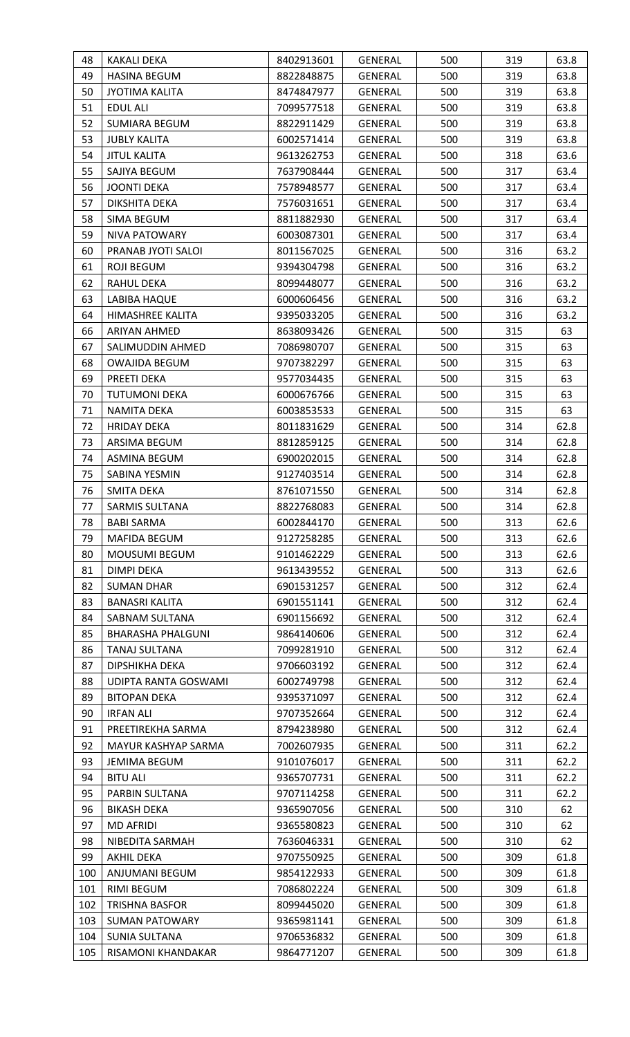| 48 | KAKALI DEKA | 8402913601 | GENERAL | 500 | 319 | 63.8 |
|---|---|---|---|---|---|---|
| 49 | HASINA BEGUM | 8822848875 | GENERAL | 500 | 319 | 63.8 |
| 50 | JYOTIMA KALITA | 8474847977 | GENERAL | 500 | 319 | 63.8 |
| 51 | EDUL ALI | 7099577518 | GENERAL | 500 | 319 | 63.8 |
| 52 | SUMIARA BEGUM | 8822911429 | GENERAL | 500 | 319 | 63.8 |
| 53 | JUBLY KALITA | 6002571414 | GENERAL | 500 | 319 | 63.8 |
| 54 | JITUL KALITA | 9613262753 | GENERAL | 500 | 318 | 63.6 |
| 55 | SAJIYA BEGUM | 7637908444 | GENERAL | 500 | 317 | 63.4 |
| 56 | JOONTI DEKA | 7578948577 | GENERAL | 500 | 317 | 63.4 |
| 57 | DIKSHITA DEKA | 7576031651 | GENERAL | 500 | 317 | 63.4 |
| 58 | SIMA BEGUM | 8811882930 | GENERAL | 500 | 317 | 63.4 |
| 59 | NIVA PATOWARY | 6003087301 | GENERAL | 500 | 317 | 63.4 |
| 60 | PRANAB JYOTI SALOI | 8011567025 | GENERAL | 500 | 316 | 63.2 |
| 61 | ROJI BEGUM | 9394304798 | GENERAL | 500 | 316 | 63.2 |
| 62 | RAHUL DEKA | 8099448077 | GENERAL | 500 | 316 | 63.2 |
| 63 | LABIBA HAQUE | 6000606456 | GENERAL | 500 | 316 | 63.2 |
| 64 | HIMASHREE KALITA | 9395033205 | GENERAL | 500 | 316 | 63.2 |
| 66 | ARIYAN AHMED | 8638093426 | GENERAL | 500 | 315 | 63 |
| 67 | SALIMUDDIN AHMED | 7086980707 | GENERAL | 500 | 315 | 63 |
| 68 | OWAJIDA BEGUM | 9707382297 | GENERAL | 500 | 315 | 63 |
| 69 | PREETI DEKA | 9577034435 | GENERAL | 500 | 315 | 63 |
| 70 | TUTUMONI DEKA | 6000676766 | GENERAL | 500 | 315 | 63 |
| 71 | NAMITA DEKA | 6003853533 | GENERAL | 500 | 315 | 63 |
| 72 | HRIDAY DEKA | 8011831629 | GENERAL | 500 | 314 | 62.8 |
| 73 | ARSIMA BEGUM | 8812859125 | GENERAL | 500 | 314 | 62.8 |
| 74 | ASMINA BEGUM | 6900202015 | GENERAL | 500 | 314 | 62.8 |
| 75 | SABINA YESMIN | 9127403514 | GENERAL | 500 | 314 | 62.8 |
| 76 | SMITA DEKA | 8761071550 | GENERAL | 500 | 314 | 62.8 |
| 77 | SARMIS SULTANA | 8822768083 | GENERAL | 500 | 314 | 62.8 |
| 78 | BABI SARMA | 6002844170 | GENERAL | 500 | 313 | 62.6 |
| 79 | MAFIDA BEGUM | 9127258285 | GENERAL | 500 | 313 | 62.6 |
| 80 | MOUSUMI BEGUM | 9101462229 | GENERAL | 500 | 313 | 62.6 |
| 81 | DIMPI DEKA | 9613439552 | GENERAL | 500 | 313 | 62.6 |
| 82 | SUMAN DHAR | 6901531257 | GENERAL | 500 | 312 | 62.4 |
| 83 | BANASRI KALITA | 6901551141 | GENERAL | 500 | 312 | 62.4 |
| 84 | SABNAM SULTANA | 6901156692 | GENERAL | 500 | 312 | 62.4 |
| 85 | BHARASHA PHALGUNI | 9864140606 | GENERAL | 500 | 312 | 62.4 |
| 86 | TANAJ SULTANA | 7099281910 | GENERAL | 500 | 312 | 62.4 |
| 87 | DIPSHIKHA DEKA | 9706603192 | GENERAL | 500 | 312 | 62.4 |
| 88 | UDIPTA RANTA GOSWAMI | 6002749798 | GENERAL | 500 | 312 | 62.4 |
| 89 | BITOPAN DEKA | 9395371097 | GENERAL | 500 | 312 | 62.4 |
| 90 | IRFAN ALI | 9707352664 | GENERAL | 500 | 312 | 62.4 |
| 91 | PREETIREKHA SARMA | 8794238980 | GENERAL | 500 | 312 | 62.4 |
| 92 | MAYUR KASHYAP SARMA | 7002607935 | GENERAL | 500 | 311 | 62.2 |
| 93 | JEMIMA BEGUM | 9101076017 | GENERAL | 500 | 311 | 62.2 |
| 94 | BITU ALI | 9365707731 | GENERAL | 500 | 311 | 62.2 |
| 95 | PARBIN SULTANA | 9707114258 | GENERAL | 500 | 311 | 62.2 |
| 96 | BIKASH DEKA | 9365907056 | GENERAL | 500 | 310 | 62 |
| 97 | MD AFRIDI | 9365580823 | GENERAL | 500 | 310 | 62 |
| 98 | NIBEDITA SARMAH | 7636046331 | GENERAL | 500 | 310 | 62 |
| 99 | AKHIL DEKA | 9707550925 | GENERAL | 500 | 309 | 61.8 |
| 100 | ANJUMANI BEGUM | 9854122933 | GENERAL | 500 | 309 | 61.8 |
| 101 | RIMI BEGUM | 7086802224 | GENERAL | 500 | 309 | 61.8 |
| 102 | TRISHNA BASFOR | 8099445020 | GENERAL | 500 | 309 | 61.8 |
| 103 | SUMAN PATOWARY | 9365981141 | GENERAL | 500 | 309 | 61.8 |
| 104 | SUNIA SULTANA | 9706536832 | GENERAL | 500 | 309 | 61.8 |
| 105 | RISAMONI KHANDAKAR | 9864771207 | GENERAL | 500 | 309 | 61.8 |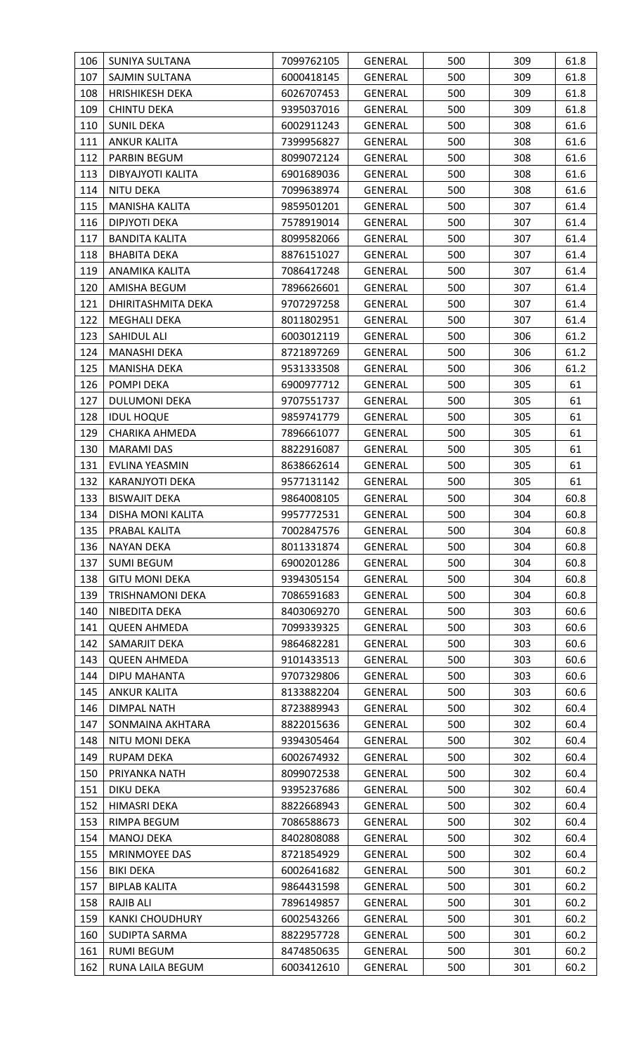| 106 | SUNIYA SULTANA | 7099762105 | GENERAL | 500 | 309 | 61.8 |
|---|---|---|---|---|---|---|
| 107 | SAJMIN SULTANA | 6000418145 | GENERAL | 500 | 309 | 61.8 |
| 108 | HRISHIKESH DEKA | 6026707453 | GENERAL | 500 | 309 | 61.8 |
| 109 | CHINTU DEKA | 9395037016 | GENERAL | 500 | 309 | 61.8 |
| 110 | SUNIL DEKA | 6002911243 | GENERAL | 500 | 308 | 61.6 |
| 111 | ANKUR KALITA | 7399956827 | GENERAL | 500 | 308 | 61.6 |
| 112 | PARBIN BEGUM | 8099072124 | GENERAL | 500 | 308 | 61.6 |
| 113 | DIBYAJYOTI KALITA | 6901689036 | GENERAL | 500 | 308 | 61.6 |
| 114 | NITU DEKA | 7099638974 | GENERAL | 500 | 308 | 61.6 |
| 115 | MANISHA KALITA | 9859501201 | GENERAL | 500 | 307 | 61.4 |
| 116 | DIPJYOTI DEKA | 7578919014 | GENERAL | 500 | 307 | 61.4 |
| 117 | BANDITA KALITA | 8099582066 | GENERAL | 500 | 307 | 61.4 |
| 118 | BHABITA DEKA | 8876151027 | GENERAL | 500 | 307 | 61.4 |
| 119 | ANAMIKA KALITA | 7086417248 | GENERAL | 500 | 307 | 61.4 |
| 120 | AMISHA BEGUM | 7896626601 | GENERAL | 500 | 307 | 61.4 |
| 121 | DHIRITASHMITA DEKA | 9707297258 | GENERAL | 500 | 307 | 61.4 |
| 122 | MEGHALI DEKA | 8011802951 | GENERAL | 500 | 307 | 61.4 |
| 123 | SAHIDUL ALI | 6003012119 | GENERAL | 500 | 306 | 61.2 |
| 124 | MANASHI DEKA | 8721897269 | GENERAL | 500 | 306 | 61.2 |
| 125 | MANISHA DEKA | 9531333508 | GENERAL | 500 | 306 | 61.2 |
| 126 | POMPI DEKA | 6900977712 | GENERAL | 500 | 305 | 61 |
| 127 | DULUMONI DEKA | 9707551737 | GENERAL | 500 | 305 | 61 |
| 128 | IDUL HOQUE | 9859741779 | GENERAL | 500 | 305 | 61 |
| 129 | CHARIKA AHMEDA | 7896661077 | GENERAL | 500 | 305 | 61 |
| 130 | MARAMI DAS | 8822916087 | GENERAL | 500 | 305 | 61 |
| 131 | EVLINA YEASMIN | 8638662614 | GENERAL | 500 | 305 | 61 |
| 132 | KARANJYOTI DEKA | 9577131142 | GENERAL | 500 | 305 | 61 |
| 133 | BISWAJIT DEKA | 9864008105 | GENERAL | 500 | 304 | 60.8 |
| 134 | DISHA MONI KALITA | 9957772531 | GENERAL | 500 | 304 | 60.8 |
| 135 | PRABAL KALITA | 7002847576 | GENERAL | 500 | 304 | 60.8 |
| 136 | NAYAN DEKA | 8011331874 | GENERAL | 500 | 304 | 60.8 |
| 137 | SUMI BEGUM | 6900201286 | GENERAL | 500 | 304 | 60.8 |
| 138 | GITU MONI DEKA | 9394305154 | GENERAL | 500 | 304 | 60.8 |
| 139 | TRISHNAMONI DEKA | 7086591683 | GENERAL | 500 | 304 | 60.8 |
| 140 | NIBEDITA DEKA | 8403069270 | GENERAL | 500 | 303 | 60.6 |
| 141 | QUEEN AHMEDA | 7099339325 | GENERAL | 500 | 303 | 60.6 |
| 142 | SAMARJIT DEKA | 9864682281 | GENERAL | 500 | 303 | 60.6 |
| 143 | QUEEN AHMEDA | 9101433513 | GENERAL | 500 | 303 | 60.6 |
| 144 | DIPU MAHANTA | 9707329806 | GENERAL | 500 | 303 | 60.6 |
| 145 | ANKUR KALITA | 8133882204 | GENERAL | 500 | 303 | 60.6 |
| 146 | DIMPAL NATH | 8723889943 | GENERAL | 500 | 302 | 60.4 |
| 147 | SONMAINA AKHTARA | 8822015636 | GENERAL | 500 | 302 | 60.4 |
| 148 | NITU MONI DEKA | 9394305464 | GENERAL | 500 | 302 | 60.4 |
| 149 | RUPAM DEKA | 6002674932 | GENERAL | 500 | 302 | 60.4 |
| 150 | PRIYANKA NATH | 8099072538 | GENERAL | 500 | 302 | 60.4 |
| 151 | DIKU DEKA | 9395237686 | GENERAL | 500 | 302 | 60.4 |
| 152 | HIMASRI DEKA | 8822668943 | GENERAL | 500 | 302 | 60.4 |
| 153 | RIMPA BEGUM | 7086588673 | GENERAL | 500 | 302 | 60.4 |
| 154 | MANOJ DEKA | 8402808088 | GENERAL | 500 | 302 | 60.4 |
| 155 | MRINMOYEE DAS | 8721854929 | GENERAL | 500 | 302 | 60.4 |
| 156 | BIKI DEKA | 6002641682 | GENERAL | 500 | 301 | 60.2 |
| 157 | BIPLAB KALITA | 9864431598 | GENERAL | 500 | 301 | 60.2 |
| 158 | RAJIB ALI | 7896149857 | GENERAL | 500 | 301 | 60.2 |
| 159 | KANKI CHOUDHURY | 6002543266 | GENERAL | 500 | 301 | 60.2 |
| 160 | SUDIPTA SARMA | 8822957728 | GENERAL | 500 | 301 | 60.2 |
| 161 | RUMI BEGUM | 8474850635 | GENERAL | 500 | 301 | 60.2 |
| 162 | RUNA LAILA BEGUM | 6003412610 | GENERAL | 500 | 301 | 60.2 |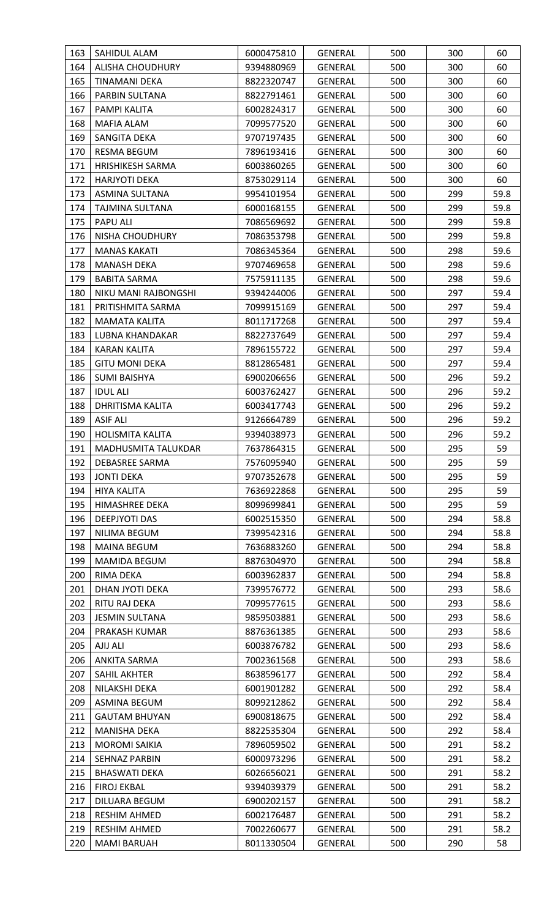| | | | | | | |
|---|---|---|---|---|---|---|
| 163 | SAHIDUL ALAM | 6000475810 | GENERAL | 500 | 300 | 60 |
| 164 | ALISHA CHOUDHURY | 9394880969 | GENERAL | 500 | 300 | 60 |
| 165 | TINAMANI DEKA | 8822320747 | GENERAL | 500 | 300 | 60 |
| 166 | PARBIN SULTANA | 8822791461 | GENERAL | 500 | 300 | 60 |
| 167 | PAMPI KALITA | 6002824317 | GENERAL | 500 | 300 | 60 |
| 168 | MAFIA ALAM | 7099577520 | GENERAL | 500 | 300 | 60 |
| 169 | SANGITA DEKA | 9707197435 | GENERAL | 500 | 300 | 60 |
| 170 | RESMA BEGUM | 7896193416 | GENERAL | 500 | 300 | 60 |
| 171 | HRISHIKESH SARMA | 6003860265 | GENERAL | 500 | 300 | 60 |
| 172 | HARJYOTI DEKA | 8753029114 | GENERAL | 500 | 300 | 60 |
| 173 | ASMINA SULTANA | 9954101954 | GENERAL | 500 | 299 | 59.8 |
| 174 | TAJMINA SULTANA | 6000168155 | GENERAL | 500 | 299 | 59.8 |
| 175 | PAPU ALI | 7086569692 | GENERAL | 500 | 299 | 59.8 |
| 176 | NISHA CHOUDHURY | 7086353798 | GENERAL | 500 | 299 | 59.8 |
| 177 | MANAS KAKATI | 7086345364 | GENERAL | 500 | 298 | 59.6 |
| 178 | MANASH DEKA | 9707469658 | GENERAL | 500 | 298 | 59.6 |
| 179 | BABITA SARMA | 7575911135 | GENERAL | 500 | 298 | 59.6 |
| 180 | NIKU MANI RAJBONGSHI | 9394244006 | GENERAL | 500 | 297 | 59.4 |
| 181 | PRITISHMITA SARMA | 7099915169 | GENERAL | 500 | 297 | 59.4 |
| 182 | MAMATA KALITA | 8011717268 | GENERAL | 500 | 297 | 59.4 |
| 183 | LUBNA KHANDAKAR | 8822737649 | GENERAL | 500 | 297 | 59.4 |
| 184 | KARAN KALITA | 7896155722 | GENERAL | 500 | 297 | 59.4 |
| 185 | GITU MONI DEKA | 8812865481 | GENERAL | 500 | 297 | 59.4 |
| 186 | SUMI BAISHYA | 6900206656 | GENERAL | 500 | 296 | 59.2 |
| 187 | IDUL ALI | 6003762427 | GENERAL | 500 | 296 | 59.2 |
| 188 | DHRITISMA KALITA | 6003417743 | GENERAL | 500 | 296 | 59.2 |
| 189 | ASIF ALI | 9126664789 | GENERAL | 500 | 296 | 59.2 |
| 190 | HOLISMITA KALITA | 9394038973 | GENERAL | 500 | 296 | 59.2 |
| 191 | MADHUSMITA TALUKDAR | 7637864315 | GENERAL | 500 | 295 | 59 |
| 192 | DEBASREE SARMA | 7576095940 | GENERAL | 500 | 295 | 59 |
| 193 | JONTI DEKA | 9707352678 | GENERAL | 500 | 295 | 59 |
| 194 | HIYA KALITA | 7636922868 | GENERAL | 500 | 295 | 59 |
| 195 | HIMASHREE DEKA | 8099699841 | GENERAL | 500 | 295 | 59 |
| 196 | DEEPJYOTI DAS | 6002515350 | GENERAL | 500 | 294 | 58.8 |
| 197 | NILIMA BEGUM | 7399542316 | GENERAL | 500 | 294 | 58.8 |
| 198 | MAINA BEGUM | 7636883260 | GENERAL | 500 | 294 | 58.8 |
| 199 | MAMIDA BEGUM | 8876304970 | GENERAL | 500 | 294 | 58.8 |
| 200 | RIMA DEKA | 6003962837 | GENERAL | 500 | 294 | 58.8 |
| 201 | DHAN JYOTI DEKA | 7399576772 | GENERAL | 500 | 293 | 58.6 |
| 202 | RITU RAJ DEKA | 7099577615 | GENERAL | 500 | 293 | 58.6 |
| 203 | JESMIN SULTANA | 9859503881 | GENERAL | 500 | 293 | 58.6 |
| 204 | PRAKASH KUMAR | 8876361385 | GENERAL | 500 | 293 | 58.6 |
| 205 | AJIJ ALI | 6003876782 | GENERAL | 500 | 293 | 58.6 |
| 206 | ANKITA SARMA | 7002361568 | GENERAL | 500 | 293 | 58.6 |
| 207 | SAHIL AKHTER | 8638596177 | GENERAL | 500 | 292 | 58.4 |
| 208 | NILAKSHI DEKA | 6001901282 | GENERAL | 500 | 292 | 58.4 |
| 209 | ASMINA BEGUM | 8099212862 | GENERAL | 500 | 292 | 58.4 |
| 211 | GAUTAM BHUYAN | 6900818675 | GENERAL | 500 | 292 | 58.4 |
| 212 | MANISHA DEKA | 8822535304 | GENERAL | 500 | 292 | 58.4 |
| 213 | MOROMI SAIKIA | 7896059502 | GENERAL | 500 | 291 | 58.2 |
| 214 | SEHNAZ PARBIN | 6000973296 | GENERAL | 500 | 291 | 58.2 |
| 215 | BHASWATI DEKA | 6026656021 | GENERAL | 500 | 291 | 58.2 |
| 216 | FIROJ EKBAL | 9394039379 | GENERAL | 500 | 291 | 58.2 |
| 217 | DILUARA BEGUM | 6900202157 | GENERAL | 500 | 291 | 58.2 |
| 218 | RESHIM AHMED | 6002176487 | GENERAL | 500 | 291 | 58.2 |
| 219 | RESHIM AHMED | 7002260677 | GENERAL | 500 | 291 | 58.2 |
| 220 | MAMI BARUAH | 8011330504 | GENERAL | 500 | 290 | 58 |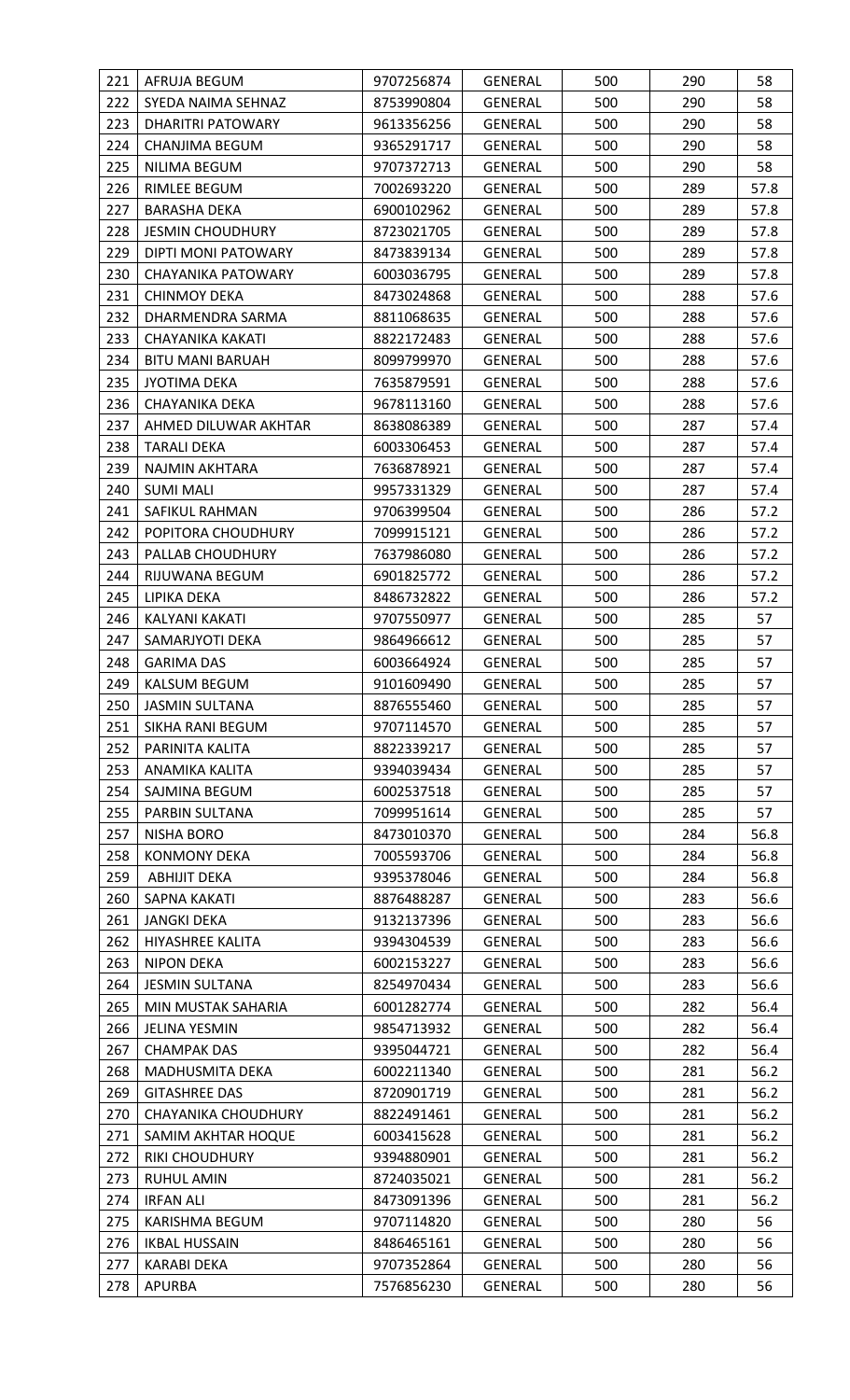| 221 | AFRUJA BEGUM | 9707256874 | GENERAL | 500 | 290 | 58 |
|---|---|---|---|---|---|---|
| 222 | SYEDA NAIMA SEHNAZ | 8753990804 | GENERAL | 500 | 290 | 58 |
| 223 | DHARITRI PATOWARY | 9613356256 | GENERAL | 500 | 290 | 58 |
| 224 | CHANJIMA BEGUM | 9365291717 | GENERAL | 500 | 290 | 58 |
| 225 | NILIMA BEGUM | 9707372713 | GENERAL | 500 | 290 | 58 |
| 226 | RIMLEE BEGUM | 7002693220 | GENERAL | 500 | 289 | 57.8 |
| 227 | BARASHA DEKA | 6900102962 | GENERAL | 500 | 289 | 57.8 |
| 228 | JESMIN CHOUDHURY | 8723021705 | GENERAL | 500 | 289 | 57.8 |
| 229 | DIPTI MONI PATOWARY | 8473839134 | GENERAL | 500 | 289 | 57.8 |
| 230 | CHAYANIKA PATOWARY | 6003036795 | GENERAL | 500 | 289 | 57.8 |
| 231 | CHINMOY DEKA | 8473024868 | GENERAL | 500 | 288 | 57.6 |
| 232 | DHARMENDRA SARMA | 8811068635 | GENERAL | 500 | 288 | 57.6 |
| 233 | CHAYANIKA KAKATI | 8822172483 | GENERAL | 500 | 288 | 57.6 |
| 234 | BITU MANI BARUAH | 8099799970 | GENERAL | 500 | 288 | 57.6 |
| 235 | JYOTIMA DEKA | 7635879591 | GENERAL | 500 | 288 | 57.6 |
| 236 | CHAYANIKA DEKA | 9678113160 | GENERAL | 500 | 288 | 57.6 |
| 237 | AHMED DILUWAR AKHTAR | 8638086389 | GENERAL | 500 | 287 | 57.4 |
| 238 | TARALI DEKA | 6003306453 | GENERAL | 500 | 287 | 57.4 |
| 239 | NAJMIN AKHTARA | 7636878921 | GENERAL | 500 | 287 | 57.4 |
| 240 | SUMI MALI | 9957331329 | GENERAL | 500 | 287 | 57.4 |
| 241 | SAFIKUL RAHMAN | 9706399504 | GENERAL | 500 | 286 | 57.2 |
| 242 | POPITORA CHOUDHURY | 7099915121 | GENERAL | 500 | 286 | 57.2 |
| 243 | PALLAB CHOUDHURY | 7637986080 | GENERAL | 500 | 286 | 57.2 |
| 244 | RIJUWANA BEGUM | 6901825772 | GENERAL | 500 | 286 | 57.2 |
| 245 | LIPIKA DEKA | 8486732822 | GENERAL | 500 | 286 | 57.2 |
| 246 | KALYANI KAKATI | 9707550977 | GENERAL | 500 | 285 | 57 |
| 247 | SAMARJYOTI DEKA | 9864966612 | GENERAL | 500 | 285 | 57 |
| 248 | GARIMA DAS | 6003664924 | GENERAL | 500 | 285 | 57 |
| 249 | KALSUM BEGUM | 9101609490 | GENERAL | 500 | 285 | 57 |
| 250 | JASMIN SULTANA | 8876555460 | GENERAL | 500 | 285 | 57 |
| 251 | SIKHA RANI BEGUM | 9707114570 | GENERAL | 500 | 285 | 57 |
| 252 | PARINITA KALITA | 8822339217 | GENERAL | 500 | 285 | 57 |
| 253 | ANAMIKA KALITA | 9394039434 | GENERAL | 500 | 285 | 57 |
| 254 | SAJMINA BEGUM | 6002537518 | GENERAL | 500 | 285 | 57 |
| 255 | PARBIN SULTANA | 7099951614 | GENERAL | 500 | 285 | 57 |
| 257 | NISHA BORO | 8473010370 | GENERAL | 500 | 284 | 56.8 |
| 258 | KONMONY DEKA | 7005593706 | GENERAL | 500 | 284 | 56.8 |
| 259 | ABHIJIT DEKA | 9395378046 | GENERAL | 500 | 284 | 56.8 |
| 260 | SAPNA KAKATI | 8876488287 | GENERAL | 500 | 283 | 56.6 |
| 261 | JANGKI DEKA | 9132137396 | GENERAL | 500 | 283 | 56.6 |
| 262 | HIYASHREE KALITA | 9394304539 | GENERAL | 500 | 283 | 56.6 |
| 263 | NIPON DEKA | 6002153227 | GENERAL | 500 | 283 | 56.6 |
| 264 | JESMIN SULTANA | 8254970434 | GENERAL | 500 | 283 | 56.6 |
| 265 | MIN MUSTAK SAHARIA | 6001282774 | GENERAL | 500 | 282 | 56.4 |
| 266 | JELINA YESMIN | 9854713932 | GENERAL | 500 | 282 | 56.4 |
| 267 | CHAMPAK DAS | 9395044721 | GENERAL | 500 | 282 | 56.4 |
| 268 | MADHUSMITA DEKA | 6002211340 | GENERAL | 500 | 281 | 56.2 |
| 269 | GITASHREE DAS | 8720901719 | GENERAL | 500 | 281 | 56.2 |
| 270 | CHAYANIKA CHOUDHURY | 8822491461 | GENERAL | 500 | 281 | 56.2 |
| 271 | SAMIM AKHTAR HOQUE | 6003415628 | GENERAL | 500 | 281 | 56.2 |
| 272 | RIKI CHOUDHURY | 9394880901 | GENERAL | 500 | 281 | 56.2 |
| 273 | RUHUL AMIN | 8724035021 | GENERAL | 500 | 281 | 56.2 |
| 274 | IRFAN ALI | 8473091396 | GENERAL | 500 | 281 | 56.2 |
| 275 | KARISHMA BEGUM | 9707114820 | GENERAL | 500 | 280 | 56 |
| 276 | IKBAL HUSSAIN | 8486465161 | GENERAL | 500 | 280 | 56 |
| 277 | KARABI DEKA | 9707352864 | GENERAL | 500 | 280 | 56 |
| 278 | APURBA | 7576856230 | GENERAL | 500 | 280 | 56 |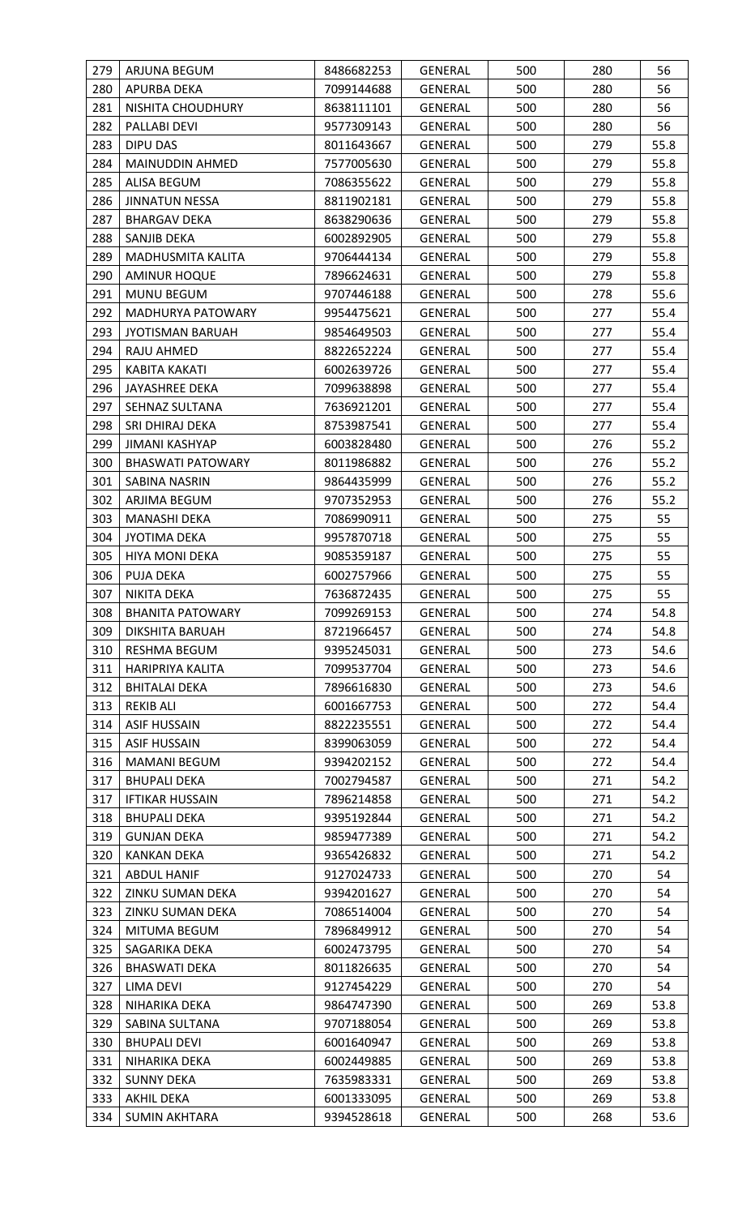| | | | | | | |
|---|---|---|---|---|---|---|
| 279 | ARJUNA BEGUM | 8486682253 | GENERAL | 500 | 280 | 56 |
| 280 | APURBA DEKA | 7099144688 | GENERAL | 500 | 280 | 56 |
| 281 | NISHITA CHOUDHURY | 8638111101 | GENERAL | 500 | 280 | 56 |
| 282 | PALLABI DEVI | 9577309143 | GENERAL | 500 | 280 | 56 |
| 283 | DIPU DAS | 8011643667 | GENERAL | 500 | 279 | 55.8 |
| 284 | MAINUDDIN AHMED | 7577005630 | GENERAL | 500 | 279 | 55.8 |
| 285 | ALISA BEGUM | 7086355622 | GENERAL | 500 | 279 | 55.8 |
| 286 | JINNATUN NESSA | 8811902181 | GENERAL | 500 | 279 | 55.8 |
| 287 | BHARGAV DEKA | 8638290636 | GENERAL | 500 | 279 | 55.8 |
| 288 | SANJIB DEKA | 6002892905 | GENERAL | 500 | 279 | 55.8 |
| 289 | MADHUSMITA KALITA | 9706444134 | GENERAL | 500 | 279 | 55.8 |
| 290 | AMINUR HOQUE | 7896624631 | GENERAL | 500 | 279 | 55.8 |
| 291 | MUNU BEGUM | 9707446188 | GENERAL | 500 | 278 | 55.6 |
| 292 | MADHURYA PATOWARY | 9954475621 | GENERAL | 500 | 277 | 55.4 |
| 293 | JYOTISMAN BARUAH | 9854649503 | GENERAL | 500 | 277 | 55.4 |
| 294 | RAJU AHMED | 8822652224 | GENERAL | 500 | 277 | 55.4 |
| 295 | KABITA KAKATI | 6002639726 | GENERAL | 500 | 277 | 55.4 |
| 296 | JAYASHREE DEKA | 7099638898 | GENERAL | 500 | 277 | 55.4 |
| 297 | SEHNAZ SULTANA | 7636921201 | GENERAL | 500 | 277 | 55.4 |
| 298 | SRI DHIRAJ DEKA | 8753987541 | GENERAL | 500 | 277 | 55.4 |
| 299 | JIMANI KASHYAP | 6003828480 | GENERAL | 500 | 276 | 55.2 |
| 300 | BHASWATI PATOWARY | 8011986882 | GENERAL | 500 | 276 | 55.2 |
| 301 | SABINA NASRIN | 9864435999 | GENERAL | 500 | 276 | 55.2 |
| 302 | ARJIMA BEGUM | 9707352953 | GENERAL | 500 | 276 | 55.2 |
| 303 | MANASHI DEKA | 7086990911 | GENERAL | 500 | 275 | 55 |
| 304 | JYOTIMA DEKA | 9957870718 | GENERAL | 500 | 275 | 55 |
| 305 | HIYA MONI DEKA | 9085359187 | GENERAL | 500 | 275 | 55 |
| 306 | PUJA DEKA | 6002757966 | GENERAL | 500 | 275 | 55 |
| 307 | NIKITA DEKA | 7636872435 | GENERAL | 500 | 275 | 55 |
| 308 | BHANITA PATOWARY | 7099269153 | GENERAL | 500 | 274 | 54.8 |
| 309 | DIKSHITA BARUAH | 8721966457 | GENERAL | 500 | 274 | 54.8 |
| 310 | RESHMA BEGUM | 9395245031 | GENERAL | 500 | 273 | 54.6 |
| 311 | HARIPRIYA KALITA | 7099537704 | GENERAL | 500 | 273 | 54.6 |
| 312 | BHITALAI DEKA | 7896616830 | GENERAL | 500 | 273 | 54.6 |
| 313 | REKIB ALI | 6001667753 | GENERAL | 500 | 272 | 54.4 |
| 314 | ASIF HUSSAIN | 8822235551 | GENERAL | 500 | 272 | 54.4 |
| 315 | ASIF HUSSAIN | 8399063059 | GENERAL | 500 | 272 | 54.4 |
| 316 | MAMANI BEGUM | 9394202152 | GENERAL | 500 | 272 | 54.4 |
| 317 | BHUPALI DEKA | 7002794587 | GENERAL | 500 | 271 | 54.2 |
| 317 | IFTIKAR HUSSAIN | 7896214858 | GENERAL | 500 | 271 | 54.2 |
| 318 | BHUPALI DEKA | 9395192844 | GENERAL | 500 | 271 | 54.2 |
| 319 | GUNJAN DEKA | 9859477389 | GENERAL | 500 | 271 | 54.2 |
| 320 | KANKAN DEKA | 9365426832 | GENERAL | 500 | 271 | 54.2 |
| 321 | ABDUL HANIF | 9127024733 | GENERAL | 500 | 270 | 54 |
| 322 | ZINKU SUMAN DEKA | 9394201627 | GENERAL | 500 | 270 | 54 |
| 323 | ZINKU SUMAN DEKA | 7086514004 | GENERAL | 500 | 270 | 54 |
| 324 | MITUMA BEGUM | 7896849912 | GENERAL | 500 | 270 | 54 |
| 325 | SAGARIKA DEKA | 6002473795 | GENERAL | 500 | 270 | 54 |
| 326 | BHASWATI DEKA | 8011826635 | GENERAL | 500 | 270 | 54 |
| 327 | LIMA DEVI | 9127454229 | GENERAL | 500 | 270 | 54 |
| 328 | NIHARIKA DEKA | 9864747390 | GENERAL | 500 | 269 | 53.8 |
| 329 | SABINA SULTANA | 9707188054 | GENERAL | 500 | 269 | 53.8 |
| 330 | BHUPALI DEVI | 6001640947 | GENERAL | 500 | 269 | 53.8 |
| 331 | NIHARIKA DEKA | 6002449885 | GENERAL | 500 | 269 | 53.8 |
| 332 | SUNNY DEKA | 7635983331 | GENERAL | 500 | 269 | 53.8 |
| 333 | AKHIL DEKA | 6001333095 | GENERAL | 500 | 269 | 53.8 |
| 334 | SUMIN AKHTARA | 9394528618 | GENERAL | 500 | 268 | 53.6 |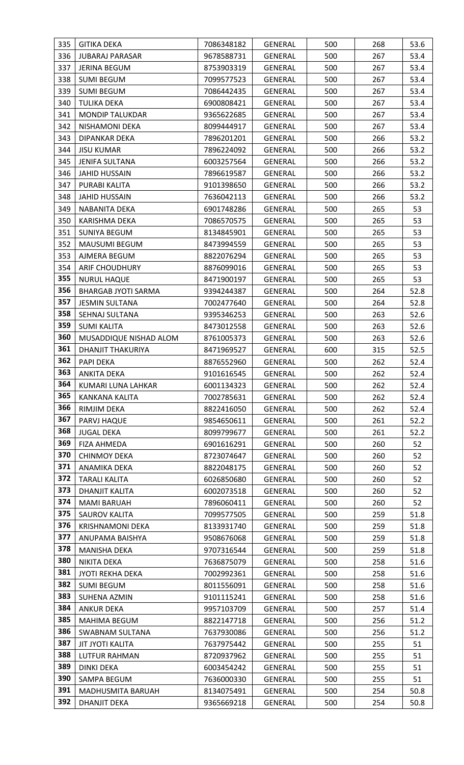| 335 | GITIKA DEKA | 7086348182 | GENERAL | 500 | 268 | 53.6 |
|---|---|---|---|---|---|---|
| 336 | JUBARAJ PARASAR | 9678588731 | GENERAL | 500 | 267 | 53.4 |
| 337 | JERINA BEGUM | 8753903319 | GENERAL | 500 | 267 | 53.4 |
| 338 | SUMI BEGUM | 7099577523 | GENERAL | 500 | 267 | 53.4 |
| 339 | SUMI BEGUM | 7086442435 | GENERAL | 500 | 267 | 53.4 |
| 340 | TULIKA DEKA | 6900808421 | GENERAL | 500 | 267 | 53.4 |
| 341 | MONDIP TALUKDAR | 9365622685 | GENERAL | 500 | 267 | 53.4 |
| 342 | NISHAMONI DEKA | 8099444917 | GENERAL | 500 | 267 | 53.4 |
| 343 | DIPANKAR DEKA | 7896201201 | GENERAL | 500 | 266 | 53.2 |
| 344 | JISU KUMAR | 7896224092 | GENERAL | 500 | 266 | 53.2 |
| 345 | JENIFA SULTANA | 6003257564 | GENERAL | 500 | 266 | 53.2 |
| 346 | JAHID HUSSAIN | 7896619587 | GENERAL | 500 | 266 | 53.2 |
| 347 | PURABI KALITA | 9101398650 | GENERAL | 500 | 266 | 53.2 |
| 348 | JAHID HUSSAIN | 7636042113 | GENERAL | 500 | 266 | 53.2 |
| 349 | NABANITA DEKA | 6901748286 | GENERAL | 500 | 265 | 53 |
| 350 | KARISHMA DEKA | 7086570575 | GENERAL | 500 | 265 | 53 |
| 351 | SUNIYA BEGUM | 8134845901 | GENERAL | 500 | 265 | 53 |
| 352 | MAUSUMI BEGUM | 8473994559 | GENERAL | 500 | 265 | 53 |
| 353 | AJMERA BEGUM | 8822076294 | GENERAL | 500 | 265 | 53 |
| 354 | ARIF CHOUDHURY | 8876099016 | GENERAL | 500 | 265 | 53 |
| 355 | NURUL HAQUE | 8471900197 | GENERAL | 500 | 265 | 53 |
| 356 | BHARGAB JYOTI SARMA | 9394244387 | GENERAL | 500 | 264 | 52.8 |
| 357 | JESMIN SULTANA | 7002477640 | GENERAL | 500 | 264 | 52.8 |
| 358 | SEHNAJ SULTANA | 9395346253 | GENERAL | 500 | 263 | 52.6 |
| 359 | SUMI KALITA | 8473012558 | GENERAL | 500 | 263 | 52.6 |
| 360 | MUSADDIQUE NISHAD ALOM | 8761005373 | GENERAL | 500 | 263 | 52.6 |
| 361 | DHANJIT THAKURIYA | 8471969527 | GENERAL | 600 | 315 | 52.5 |
| 362 | PAPI DEKA | 8876552960 | GENERAL | 500 | 262 | 52.4 |
| 363 | ANKITA DEKA | 9101616545 | GENERAL | 500 | 262 | 52.4 |
| 364 | KUMARI LUNA LAHKAR | 6001134323 | GENERAL | 500 | 262 | 52.4 |
| 365 | KANKANA KALITA | 7002785631 | GENERAL | 500 | 262 | 52.4 |
| 366 | RIMJIM DEKA | 8822416050 | GENERAL | 500 | 262 | 52.4 |
| 367 | PARVJ HAQUE | 9854650611 | GENERAL | 500 | 261 | 52.2 |
| 368 | JUGAL DEKA | 8099799677 | GENERAL | 500 | 261 | 52.2 |
| 369 | FIZA AHMEDA | 6901616291 | GENERAL | 500 | 260 | 52 |
| 370 | CHINMOY DEKA | 8723074647 | GENERAL | 500 | 260 | 52 |
| 371 | ANAMIKA DEKA | 8822048175 | GENERAL | 500 | 260 | 52 |
| 372 | TARALI KALITA | 6026850680 | GENERAL | 500 | 260 | 52 |
| 373 | DHANJIT KALITA | 6002073518 | GENERAL | 500 | 260 | 52 |
| 374 | MAMI BARUAH | 7896060411 | GENERAL | 500 | 260 | 52 |
| 375 | SAUROV KALITA | 7099577505 | GENERAL | 500 | 259 | 51.8 |
| 376 | KRISHNAMONI DEKA | 8133931740 | GENERAL | 500 | 259 | 51.8 |
| 377 | ANUPAMA BAISHYA | 9508676068 | GENERAL | 500 | 259 | 51.8 |
| 378 | MANISHA DEKA | 9707316544 | GENERAL | 500 | 259 | 51.8 |
| 380 | NIKITA DEKA | 7636875079 | GENERAL | 500 | 258 | 51.6 |
| 381 | JYOTI REKHA DEKA | 7002992361 | GENERAL | 500 | 258 | 51.6 |
| 382 | SUMI BEGUM | 8011556091 | GENERAL | 500 | 258 | 51.6 |
| 383 | SUHENA AZMIN | 9101115241 | GENERAL | 500 | 258 | 51.6 |
| 384 | ANKUR DEKA | 9957103709 | GENERAL | 500 | 257 | 51.4 |
| 385 | MAHIMA BEGUM | 8822147718 | GENERAL | 500 | 256 | 51.2 |
| 386 | SWABNAM SULTANA | 7637930086 | GENERAL | 500 | 256 | 51.2 |
| 387 | JIT JYOTI KALITA | 7637975442 | GENERAL | 500 | 255 | 51 |
| 388 | LUTFUR RAHMAN | 8720937962 | GENERAL | 500 | 255 | 51 |
| 389 | DINKI DEKA | 6003454242 | GENERAL | 500 | 255 | 51 |
| 390 | SAMPA BEGUM | 7636000330 | GENERAL | 500 | 255 | 51 |
| 391 | MADHUSMITA BARUAH | 8134075491 | GENERAL | 500 | 254 | 50.8 |
| 392 | DHANJIT DEKA | 9365669218 | GENERAL | 500 | 254 | 50.8 |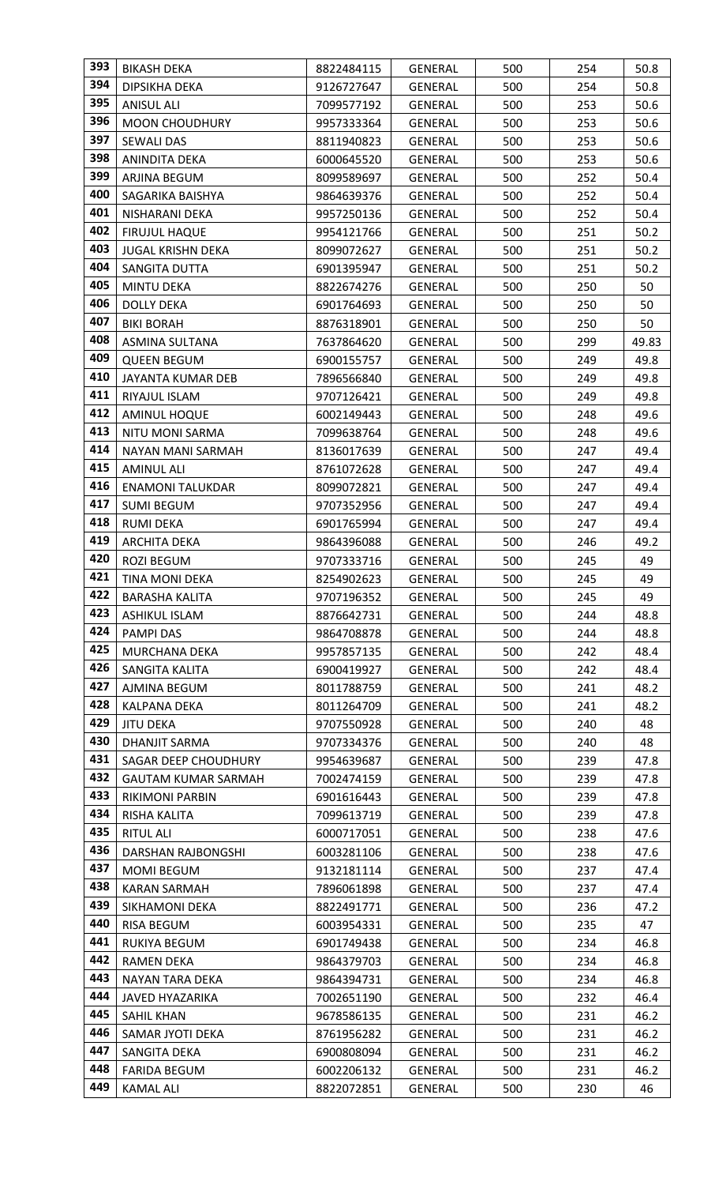| | | | | | | |
|---|---|---|---|---|---|---|
| 393 | BIKASH DEKA | 8822484115 | GENERAL | 500 | 254 | 50.8 |
| 394 | DIPSIKHA DEKA | 9126727647 | GENERAL | 500 | 254 | 50.8 |
| 395 | ANISUL ALI | 7099577192 | GENERAL | 500 | 253 | 50.6 |
| 396 | MOON CHOUDHURY | 9957333364 | GENERAL | 500 | 253 | 50.6 |
| 397 | SEWALI DAS | 8811940823 | GENERAL | 500 | 253 | 50.6 |
| 398 | ANINDITA DEKA | 6000645520 | GENERAL | 500 | 253 | 50.6 |
| 399 | ARJINA BEGUM | 8099589697 | GENERAL | 500 | 252 | 50.4 |
| 400 | SAGARIKA BAISHYA | 9864639376 | GENERAL | 500 | 252 | 50.4 |
| 401 | NISHARANI DEKA | 9957250136 | GENERAL | 500 | 252 | 50.4 |
| 402 | FIRUJUL HAQUE | 9954121766 | GENERAL | 500 | 251 | 50.2 |
| 403 | JUGAL KRISHN DEKA | 8099072627 | GENERAL | 500 | 251 | 50.2 |
| 404 | SANGITA DUTTA | 6901395947 | GENERAL | 500 | 251 | 50.2 |
| 405 | MINTU DEKA | 8822674276 | GENERAL | 500 | 250 | 50 |
| 406 | DOLLY DEKA | 6901764693 | GENERAL | 500 | 250 | 50 |
| 407 | BIKI BORAH | 8876318901 | GENERAL | 500 | 250 | 50 |
| 408 | ASMINA SULTANA | 7637864620 | GENERAL | 500 | 299 | 49.83 |
| 409 | QUEEN BEGUM | 6900155757 | GENERAL | 500 | 249 | 49.8 |
| 410 | JAYANTA KUMAR DEB | 7896566840 | GENERAL | 500 | 249 | 49.8 |
| 411 | RIYAJUL ISLAM | 9707126421 | GENERAL | 500 | 249 | 49.8 |
| 412 | AMINUL HOQUE | 6002149443 | GENERAL | 500 | 248 | 49.6 |
| 413 | NITU MONI SARMA | 7099638764 | GENERAL | 500 | 248 | 49.6 |
| 414 | NAYAN MANI SARMAH | 8136017639 | GENERAL | 500 | 247 | 49.4 |
| 415 | AMINUL ALI | 8761072628 | GENERAL | 500 | 247 | 49.4 |
| 416 | ENAMONI TALUKDAR | 8099072821 | GENERAL | 500 | 247 | 49.4 |
| 417 | SUMI BEGUM | 9707352956 | GENERAL | 500 | 247 | 49.4 |
| 418 | RUMI DEKA | 6901765994 | GENERAL | 500 | 247 | 49.4 |
| 419 | ARCHITA DEKA | 9864396088 | GENERAL | 500 | 246 | 49.2 |
| 420 | ROZI BEGUM | 9707333716 | GENERAL | 500 | 245 | 49 |
| 421 | TINA MONI DEKA | 8254902623 | GENERAL | 500 | 245 | 49 |
| 422 | BARASHA KALITA | 9707196352 | GENERAL | 500 | 245 | 49 |
| 423 | ASHIKUL ISLAM | 8876642731 | GENERAL | 500 | 244 | 48.8 |
| 424 | PAMPI DAS | 9864708878 | GENERAL | 500 | 244 | 48.8 |
| 425 | MURCHANA DEKA | 9957857135 | GENERAL | 500 | 242 | 48.4 |
| 426 | SANGITA KALITA | 6900419927 | GENERAL | 500 | 242 | 48.4 |
| 427 | AJMINA BEGUM | 8011788759 | GENERAL | 500 | 241 | 48.2 |
| 428 | KALPANA DEKA | 8011264709 | GENERAL | 500 | 241 | 48.2 |
| 429 | JITU DEKA | 9707550928 | GENERAL | 500 | 240 | 48 |
| 430 | DHANJIT SARMA | 9707334376 | GENERAL | 500 | 240 | 48 |
| 431 | SAGAR DEEP CHOUDHURY | 9954639687 | GENERAL | 500 | 239 | 47.8 |
| 432 | GAUTAM KUMAR SARMAH | 7002474159 | GENERAL | 500 | 239 | 47.8 |
| 433 | RIKIMONI PARBIN | 6901616443 | GENERAL | 500 | 239 | 47.8 |
| 434 | RISHA KALITA | 7099613719 | GENERAL | 500 | 239 | 47.8 |
| 435 | RITUL ALI | 6000717051 | GENERAL | 500 | 238 | 47.6 |
| 436 | DARSHAN RAJBONGSHI | 6003281106 | GENERAL | 500 | 238 | 47.6 |
| 437 | MOMI BEGUM | 9132181114 | GENERAL | 500 | 237 | 47.4 |
| 438 | KARAN SARMAH | 7896061898 | GENERAL | 500 | 237 | 47.4 |
| 439 | SIKHAMONI DEKA | 8822491771 | GENERAL | 500 | 236 | 47.2 |
| 440 | RISA BEGUM | 6003954331 | GENERAL | 500 | 235 | 47 |
| 441 | RUKIYA BEGUM | 6901749438 | GENERAL | 500 | 234 | 46.8 |
| 442 | RAMEN DEKA | 9864379703 | GENERAL | 500 | 234 | 46.8 |
| 443 | NAYAN TARA DEKA | 9864394731 | GENERAL | 500 | 234 | 46.8 |
| 444 | JAVED HYAZARIKA | 7002651190 | GENERAL | 500 | 232 | 46.4 |
| 445 | SAHIL KHAN | 9678586135 | GENERAL | 500 | 231 | 46.2 |
| 446 | SAMAR JYOTI DEKA | 8761956282 | GENERAL | 500 | 231 | 46.2 |
| 447 | SANGITA DEKA | 6900808094 | GENERAL | 500 | 231 | 46.2 |
| 448 | FARIDA BEGUM | 6002206132 | GENERAL | 500 | 231 | 46.2 |
| 449 | KAMAL ALI | 8822072851 | GENERAL | 500 | 230 | 46 |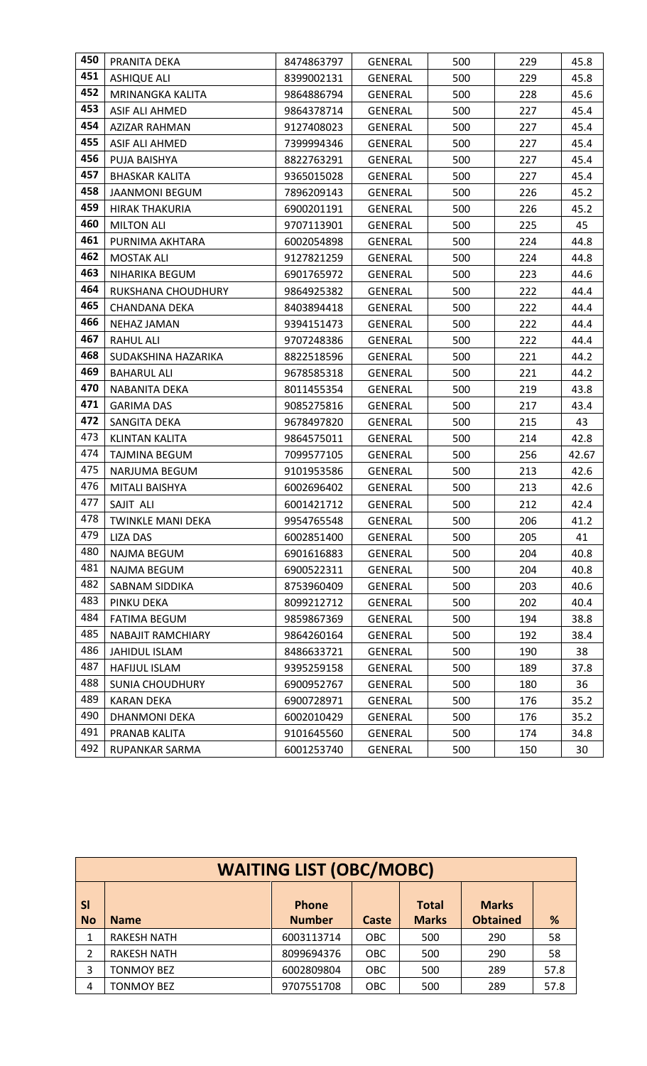| | | | | | | |
|---|---|---|---|---|---|---|
| 450 | PRANITA DEKA | 8474863797 | GENERAL | 500 | 229 | 45.8 |
| 451 | ASHIQUE ALI | 8399002131 | GENERAL | 500 | 229 | 45.8 |
| 452 | MRINANGKA KALITA | 9864886794 | GENERAL | 500 | 228 | 45.6 |
| 453 | ASIF ALI AHMED | 9864378714 | GENERAL | 500 | 227 | 45.4 |
| 454 | AZIZAR RAHMAN | 9127408023 | GENERAL | 500 | 227 | 45.4 |
| 455 | ASIF ALI AHMED | 7399994346 | GENERAL | 500 | 227 | 45.4 |
| 456 | PUJA BAISHYA | 8822763291 | GENERAL | 500 | 227 | 45.4 |
| 457 | BHASKAR KALITA | 9365015028 | GENERAL | 500 | 227 | 45.4 |
| 458 | JAANMONI BEGUM | 7896209143 | GENERAL | 500 | 226 | 45.2 |
| 459 | HIRAK THAKURIA | 6900201191 | GENERAL | 500 | 226 | 45.2 |
| 460 | MILTON ALI | 9707113901 | GENERAL | 500 | 225 | 45 |
| 461 | PURNIMA AKHTARA | 6002054898 | GENERAL | 500 | 224 | 44.8 |
| 462 | MOSTAK ALI | 9127821259 | GENERAL | 500 | 224 | 44.8 |
| 463 | NIHARIKA BEGUM | 6901765972 | GENERAL | 500 | 223 | 44.6 |
| 464 | RUKSHANA CHOUDHURY | 9864925382 | GENERAL | 500 | 222 | 44.4 |
| 465 | CHANDANA DEKA | 8403894418 | GENERAL | 500 | 222 | 44.4 |
| 466 | NEHAZ JAMAN | 9394151473 | GENERAL | 500 | 222 | 44.4 |
| 467 | RAHUL ALI | 9707248386 | GENERAL | 500 | 222 | 44.4 |
| 468 | SUDAKSHINA HAZARIKA | 8822518596 | GENERAL | 500 | 221 | 44.2 |
| 469 | BAHARUL ALI | 9678585318 | GENERAL | 500 | 221 | 44.2 |
| 470 | NABANITA DEKA | 8011455354 | GENERAL | 500 | 219 | 43.8 |
| 471 | GARIMA DAS | 9085275816 | GENERAL | 500 | 217 | 43.4 |
| 472 | SANGITA DEKA | 9678497820 | GENERAL | 500 | 215 | 43 |
| 473 | KLINTAN KALITA | 9864575011 | GENERAL | 500 | 214 | 42.8 |
| 474 | TAJMINA BEGUM | 7099577105 | GENERAL | 500 | 256 | 42.67 |
| 475 | NARJUMA BEGUM | 9101953586 | GENERAL | 500 | 213 | 42.6 |
| 476 | MITALI BAISHYA | 6002696402 | GENERAL | 500 | 213 | 42.6 |
| 477 | SAJIT ALI | 6001421712 | GENERAL | 500 | 212 | 42.4 |
| 478 | TWINKLE MANI DEKA | 9954765548 | GENERAL | 500 | 206 | 41.2 |
| 479 | LIZA DAS | 6002851400 | GENERAL | 500 | 205 | 41 |
| 480 | NAJMA BEGUM | 6901616883 | GENERAL | 500 | 204 | 40.8 |
| 481 | NAJMA BEGUM | 6900522311 | GENERAL | 500 | 204 | 40.8 |
| 482 | SABNAM SIDDIKA | 8753960409 | GENERAL | 500 | 203 | 40.6 |
| 483 | PINKU DEKA | 8099212712 | GENERAL | 500 | 202 | 40.4 |
| 484 | FATIMA BEGUM | 9859867369 | GENERAL | 500 | 194 | 38.8 |
| 485 | NABAJIT RAMCHIARY | 9864260164 | GENERAL | 500 | 192 | 38.4 |
| 486 | JAHIDUL ISLAM | 8486633721 | GENERAL | 500 | 190 | 38 |
| 487 | HAFIJUL ISLAM | 9395259158 | GENERAL | 500 | 189 | 37.8 |
| 488 | SUNIA CHOUDHURY | 6900952767 | GENERAL | 500 | 180 | 36 |
| 489 | KARAN DEKA | 6900728971 | GENERAL | 500 | 176 | 35.2 |
| 490 | DHANMONI DEKA | 6002010429 | GENERAL | 500 | 176 | 35.2 |
| 491 | PRANAB KALITA | 9101645560 | GENERAL | 500 | 174 | 34.8 |
| 492 | RUPANKAR SARMA | 6001253740 | GENERAL | 500 | 150 | 30 |

## WAITING LIST (OBC/MOBC)

| Sl No | Name | Phone Number | Caste | Total Marks | Marks Obtained | % |
|---|---|---|---|---|---|---|
| 1 | RAKESH NATH | 6003113714 | OBC | 500 | 290 | 58 |
| 2 | RAKESH NATH | 8099694376 | OBC | 500 | 290 | 58 |
| 3 | TONMOY BEZ | 6002809804 | OBC | 500 | 289 | 57.8 |
| 4 | TONMOY BEZ | 9707551708 | OBC | 500 | 289 | 57.8 |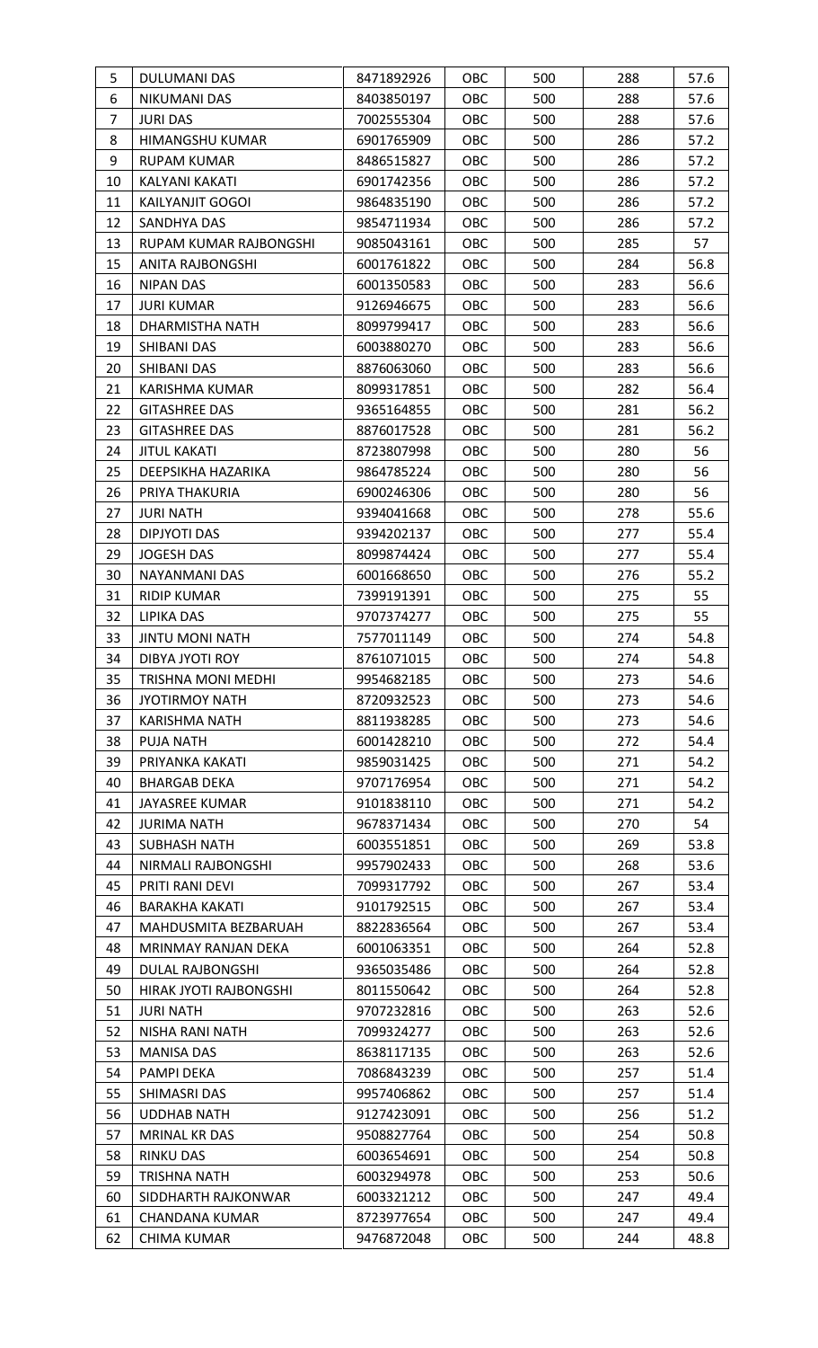| | | | | | | |
|---|---|---|---|---|---|---|
| 5 | DULUMANI DAS | 8471892926 | OBC | 500 | 288 | 57.6 |
| 6 | NIKUMANI DAS | 8403850197 | OBC | 500 | 288 | 57.6 |
| 7 | JURI DAS | 7002555304 | OBC | 500 | 288 | 57.6 |
| 8 | HIMANGSHU KUMAR | 6901765909 | OBC | 500 | 286 | 57.2 |
| 9 | RUPAM KUMAR | 8486515827 | OBC | 500 | 286 | 57.2 |
| 10 | KALYANI KAKATI | 6901742356 | OBC | 500 | 286 | 57.2 |
| 11 | KAILYANJIT GOGOI | 9864835190 | OBC | 500 | 286 | 57.2 |
| 12 | SANDHYA DAS | 9854711934 | OBC | 500 | 286 | 57.2 |
| 13 | RUPAM KUMAR RAJBONGSHI | 9085043161 | OBC | 500 | 285 | 57 |
| 15 | ANITA RAJBONGSHI | 6001761822 | OBC | 500 | 284 | 56.8 |
| 16 | NIPAN DAS | 6001350583 | OBC | 500 | 283 | 56.6 |
| 17 | JURI KUMAR | 9126946675 | OBC | 500 | 283 | 56.6 |
| 18 | DHARMISTHA NATH | 8099799417 | OBC | 500 | 283 | 56.6 |
| 19 | SHIBANI DAS | 6003880270 | OBC | 500 | 283 | 56.6 |
| 20 | SHIBANI DAS | 8876063060 | OBC | 500 | 283 | 56.6 |
| 21 | KARISHMA KUMAR | 8099317851 | OBC | 500 | 282 | 56.4 |
| 22 | GITASHREE DAS | 9365164855 | OBC | 500 | 281 | 56.2 |
| 23 | GITASHREE DAS | 8876017528 | OBC | 500 | 281 | 56.2 |
| 24 | JITUL KAKATI | 8723807998 | OBC | 500 | 280 | 56 |
| 25 | DEEPSIKHA HAZARIKA | 9864785224 | OBC | 500 | 280 | 56 |
| 26 | PRIYA THAKURIA | 6900246306 | OBC | 500 | 280 | 56 |
| 27 | JURI NATH | 9394041668 | OBC | 500 | 278 | 55.6 |
| 28 | DIPJYOTI DAS | 9394202137 | OBC | 500 | 277 | 55.4 |
| 29 | JOGESH DAS | 8099874424 | OBC | 500 | 277 | 55.4 |
| 30 | NAYANMANI DAS | 6001668650 | OBC | 500 | 276 | 55.2 |
| 31 | RIDIP KUMAR | 7399191391 | OBC | 500 | 275 | 55 |
| 32 | LIPIKA DAS | 9707374277 | OBC | 500 | 275 | 55 |
| 33 | JINTU MONI NATH | 7577011149 | OBC | 500 | 274 | 54.8 |
| 34 | DIBYA JYOTI ROY | 8761071015 | OBC | 500 | 274 | 54.8 |
| 35 | TRISHNA MONI MEDHI | 9954682185 | OBC | 500 | 273 | 54.6 |
| 36 | JYOTIRMOY NATH | 8720932523 | OBC | 500 | 273 | 54.6 |
| 37 | KARISHMA NATH | 8811938285 | OBC | 500 | 273 | 54.6 |
| 38 | PUJA NATH | 6001428210 | OBC | 500 | 272 | 54.4 |
| 39 | PRIYANKA KAKATI | 9859031425 | OBC | 500 | 271 | 54.2 |
| 40 | BHARGAB DEKA | 9707176954 | OBC | 500 | 271 | 54.2 |
| 41 | JAYASREE KUMAR | 9101838110 | OBC | 500 | 271 | 54.2 |
| 42 | JURIMA NATH | 9678371434 | OBC | 500 | 270 | 54 |
| 43 | SUBHASH NATH | 6003551851 | OBC | 500 | 269 | 53.8 |
| 44 | NIRMALI RAJBONGSHI | 9957902433 | OBC | 500 | 268 | 53.6 |
| 45 | PRITI RANI DEVI | 7099317792 | OBC | 500 | 267 | 53.4 |
| 46 | BARAKHA KAKATI | 9101792515 | OBC | 500 | 267 | 53.4 |
| 47 | MAHDUSMITA BEZBARUAH | 8822836564 | OBC | 500 | 267 | 53.4 |
| 48 | MRINMAY RANJAN DEKA | 6001063351 | OBC | 500 | 264 | 52.8 |
| 49 | DULAL RAJBONGSHI | 9365035486 | OBC | 500 | 264 | 52.8 |
| 50 | HIRAK JYOTI RAJBONGSHI | 8011550642 | OBC | 500 | 264 | 52.8 |
| 51 | JURI NATH | 9707232816 | OBC | 500 | 263 | 52.6 |
| 52 | NISHA RANI NATH | 7099324277 | OBC | 500 | 263 | 52.6 |
| 53 | MANISA DAS | 8638117135 | OBC | 500 | 263 | 52.6 |
| 54 | PAMPI DEKA | 7086843239 | OBC | 500 | 257 | 51.4 |
| 55 | SHIMASRI DAS | 9957406862 | OBC | 500 | 257 | 51.4 |
| 56 | UDDHAB NATH | 9127423091 | OBC | 500 | 256 | 51.2 |
| 57 | MRINAL KR DAS | 9508827764 | OBC | 500 | 254 | 50.8 |
| 58 | RINKU DAS | 6003654691 | OBC | 500 | 254 | 50.8 |
| 59 | TRISHNA NATH | 6003294978 | OBC | 500 | 253 | 50.6 |
| 60 | SIDDHARTH RAJKONWAR | 6003321212 | OBC | 500 | 247 | 49.4 |
| 61 | CHANDANA KUMAR | 8723977654 | OBC | 500 | 247 | 49.4 |
| 62 | CHIMA KUMAR | 9476872048 | OBC | 500 | 244 | 48.8 |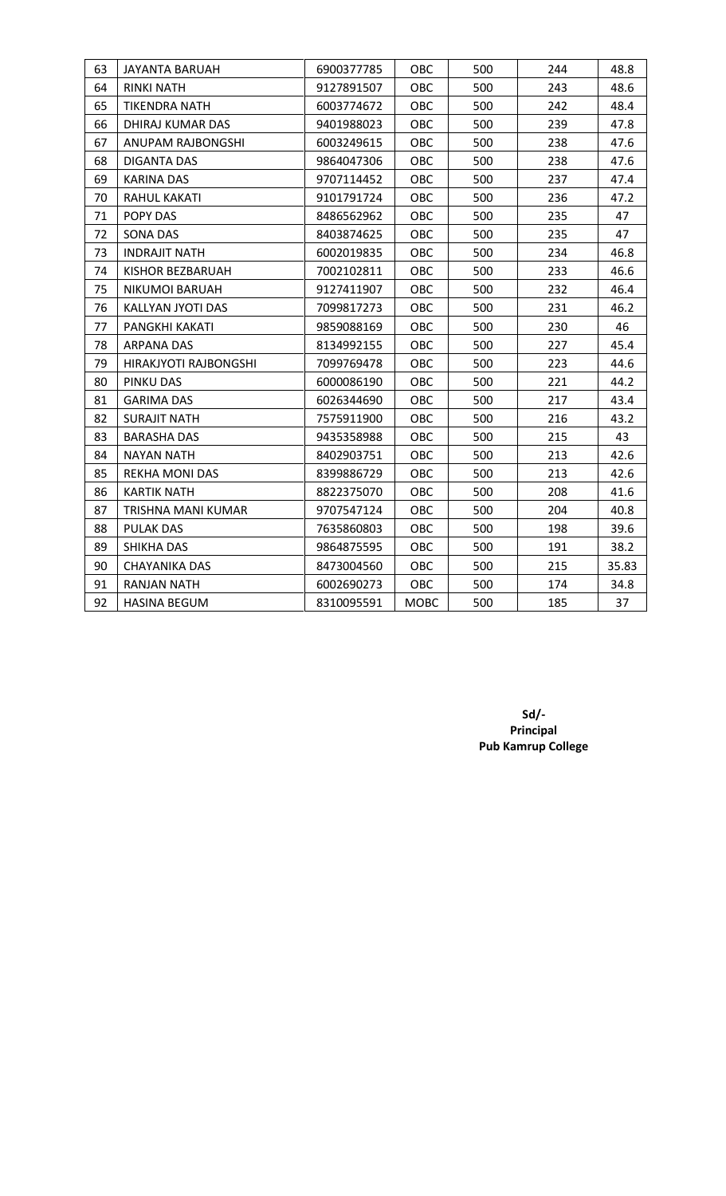| | | | | | | |
|---|---|---|---|---|---|---|
| 63 | JAYANTA BARUAH | 6900377785 | OBC | 500 | 244 | 48.8 |
| 64 | RINKI NATH | 9127891507 | OBC | 500 | 243 | 48.6 |
| 65 | TIKENDRA NATH | 6003774672 | OBC | 500 | 242 | 48.4 |
| 66 | DHIRAJ KUMAR DAS | 9401988023 | OBC | 500 | 239 | 47.8 |
| 67 | ANUPAM RAJBONGSHI | 6003249615 | OBC | 500 | 238 | 47.6 |
| 68 | DIGANTA DAS | 9864047306 | OBC | 500 | 238 | 47.6 |
| 69 | KARINA DAS | 9707114452 | OBC | 500 | 237 | 47.4 |
| 70 | RAHUL KAKATI | 9101791724 | OBC | 500 | 236 | 47.2 |
| 71 | POPY DAS | 8486562962 | OBC | 500 | 235 | 47 |
| 72 | SONA DAS | 8403874625 | OBC | 500 | 235 | 47 |
| 73 | INDRAJIT NATH | 6002019835 | OBC | 500 | 234 | 46.8 |
| 74 | KISHOR BEZBARUAH | 7002102811 | OBC | 500 | 233 | 46.6 |
| 75 | NIKUMOI BARUAH | 9127411907 | OBC | 500 | 232 | 46.4 |
| 76 | KALLYAN JYOTI DAS | 7099817273 | OBC | 500 | 231 | 46.2 |
| 77 | PANGKHI KAKATI | 9859088169 | OBC | 500 | 230 | 46 |
| 78 | ARPANA DAS | 8134992155 | OBC | 500 | 227 | 45.4 |
| 79 | HIRAKJYOTI RAJBONGSHI | 7099769478 | OBC | 500 | 223 | 44.6 |
| 80 | PINKU DAS | 6000086190 | OBC | 500 | 221 | 44.2 |
| 81 | GARIMA DAS | 6026344690 | OBC | 500 | 217 | 43.4 |
| 82 | SURAJIT NATH | 7575911900 | OBC | 500 | 216 | 43.2 |
| 83 | BARASHA DAS | 9435358988 | OBC | 500 | 215 | 43 |
| 84 | NAYAN NATH | 8402903751 | OBC | 500 | 213 | 42.6 |
| 85 | REKHA MONI DAS | 8399886729 | OBC | 500 | 213 | 42.6 |
| 86 | KARTIK NATH | 8822375070 | OBC | 500 | 208 | 41.6 |
| 87 | TRISHNA MANI KUMAR | 9707547124 | OBC | 500 | 204 | 40.8 |
| 88 | PULAK DAS | 7635860803 | OBC | 500 | 198 | 39.6 |
| 89 | SHIKHA DAS | 9864875595 | OBC | 500 | 191 | 38.2 |
| 90 | CHAYANIKA DAS | 8473004560 | OBC | 500 | 215 | 35.83 |
| 91 | RANJAN NATH | 6002690273 | OBC | 500 | 174 | 34.8 |
| 92 | HASINA BEGUM | 8310095591 | MOBC | 500 | 185 | 37 |

**Sd/-**
**Principal**
**Pub Kamrup College**